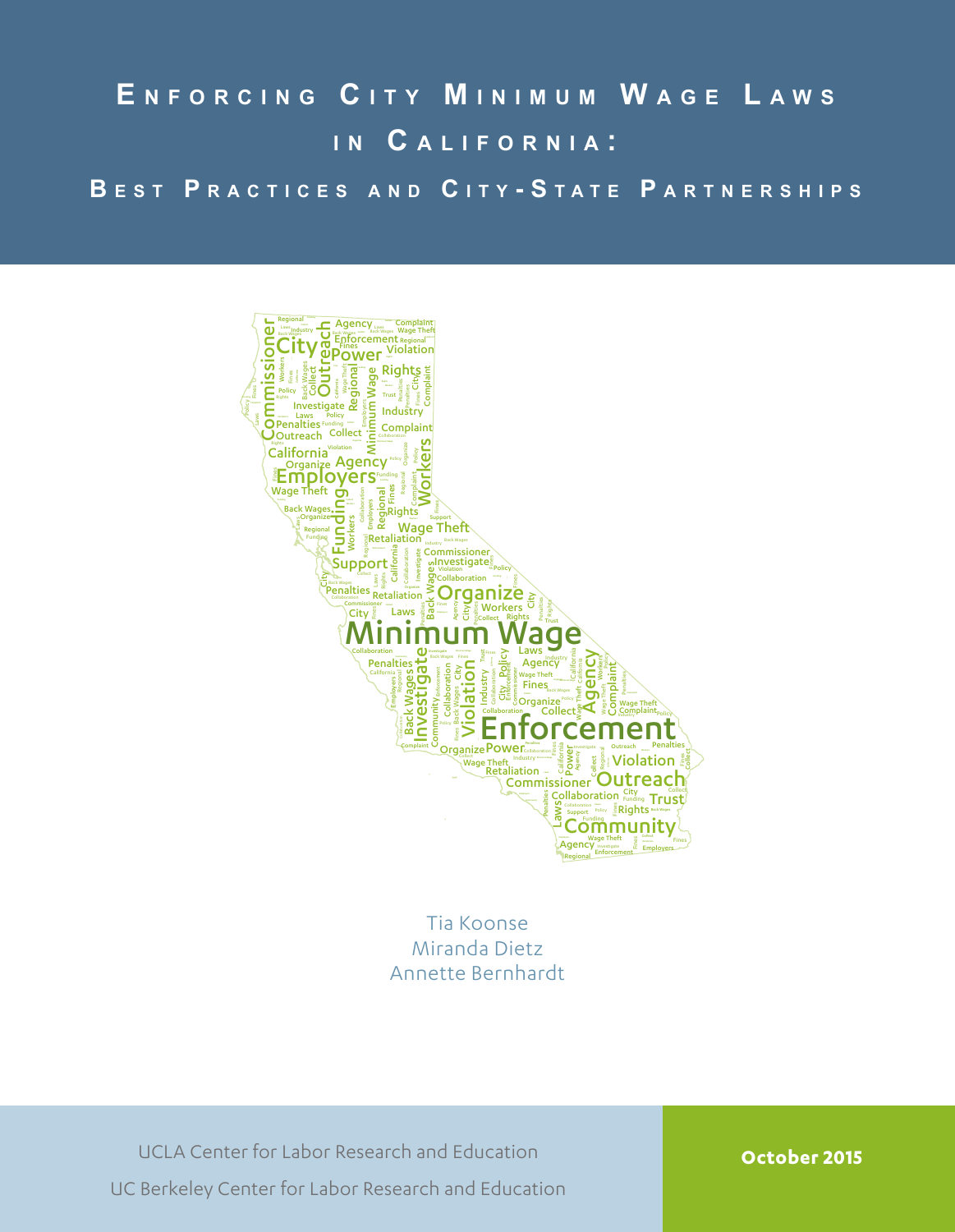# Enforcing City Minimum Wage Laws in California:

## Best Practices and City-State Partnerships

Tia Koonse
Miranda Dietz
Annette Bernhardt

UCLA Center for Labor Research and Education
UC Berkeley Center for Labor Research and Education

**October 2015**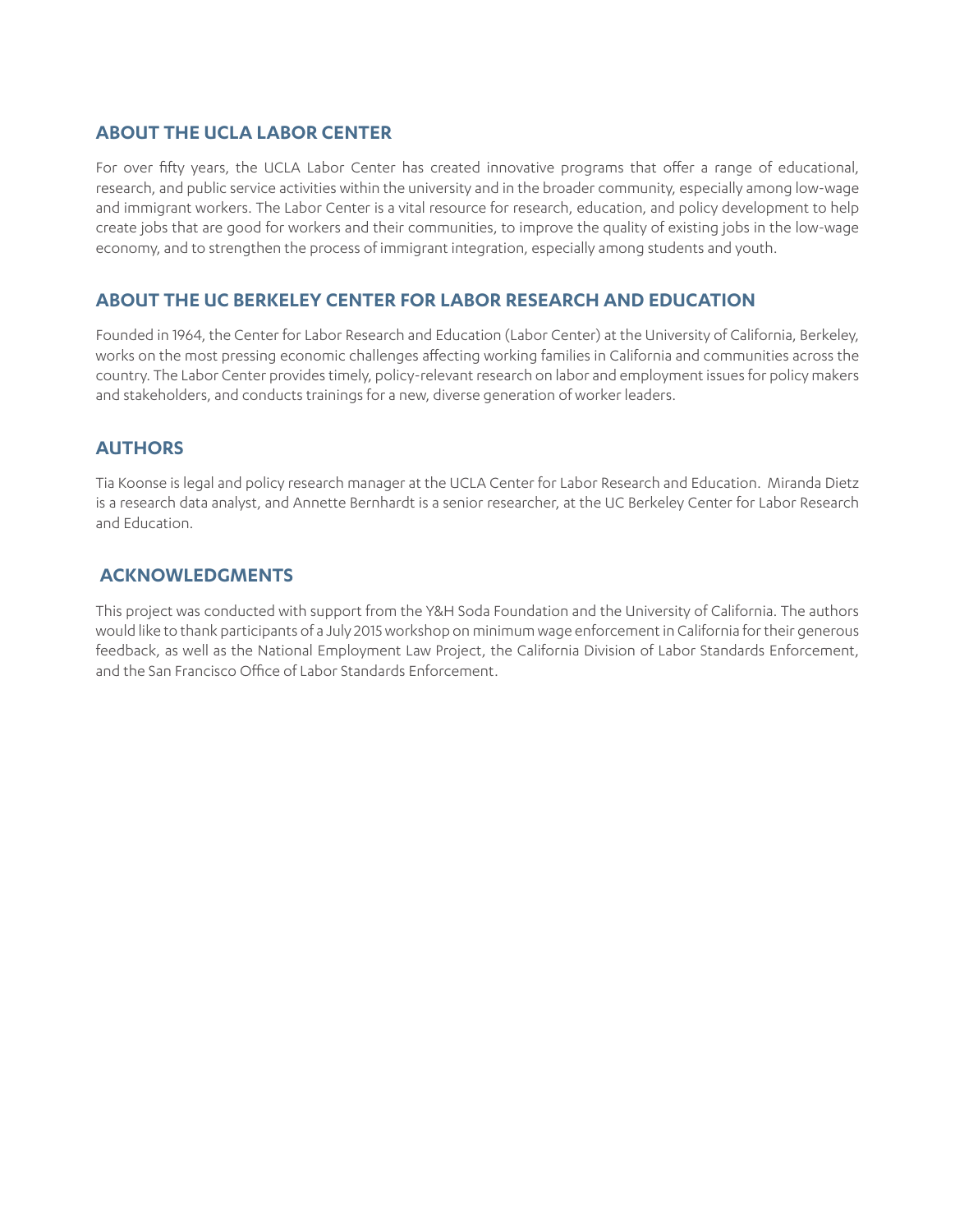## ABOUT THE UCLA LABOR CENTER

For over fifty years, the UCLA Labor Center has created innovative programs that offer a range of educational, research, and public service activities within the university and in the broader community, especially among low-wage and immigrant workers. The Labor Center is a vital resource for research, education, and policy development to help create jobs that are good for workers and their communities, to improve the quality of existing jobs in the low-wage economy, and to strengthen the process of immigrant integration, especially among students and youth.

## ABOUT THE UC BERKELEY CENTER FOR LABOR RESEARCH AND EDUCATION

Founded in 1964, the Center for Labor Research and Education (Labor Center) at the University of California, Berkeley, works on the most pressing economic challenges affecting working families in California and communities across the country. The Labor Center provides timely, policy-relevant research on labor and employment issues for policy makers and stakeholders, and conducts trainings for a new, diverse generation of worker leaders.

## AUTHORS

Tia Koonse is legal and policy research manager at the UCLA Center for Labor Research and Education. Miranda Dietz is a research data analyst, and Annette Bernhardt is a senior researcher, at the UC Berkeley Center for Labor Research and Education.

## ACKNOWLEDGMENTS

This project was conducted with support from the Y&H Soda Foundation and the University of California. The authors would like to thank participants of a July 2015 workshop on minimum wage enforcement in California for their generous feedback, as well as the National Employment Law Project, the California Division of Labor Standards Enforcement, and the San Francisco Office of Labor Standards Enforcement.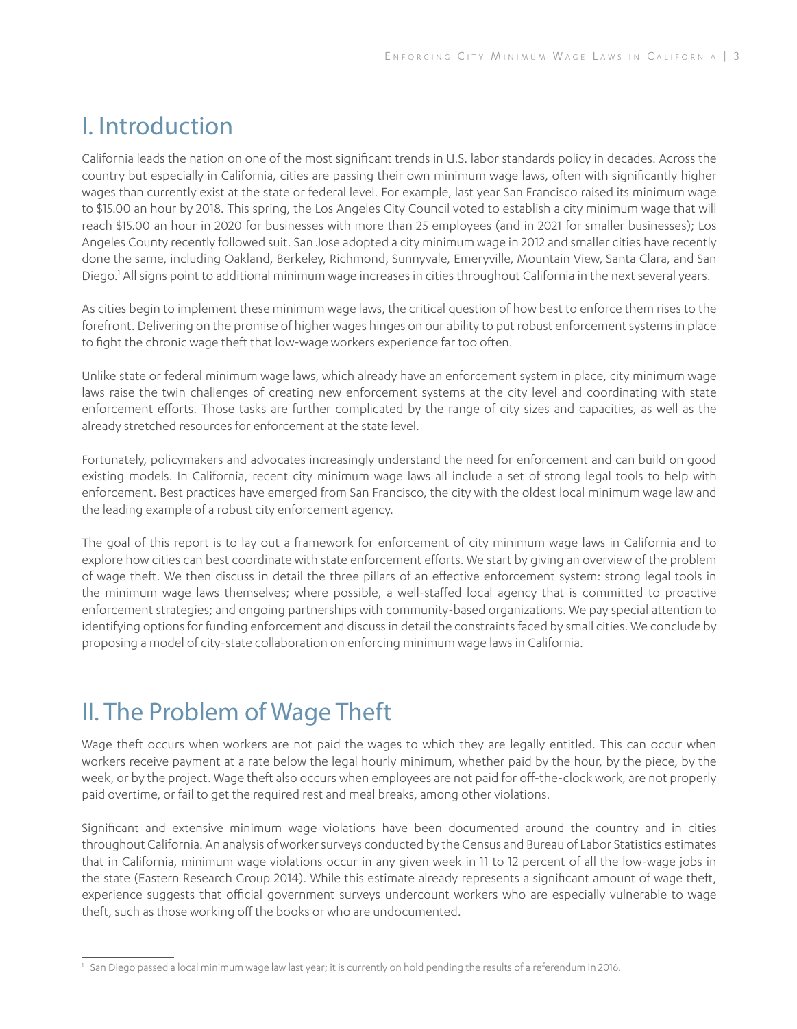## I. Introduction

California leads the nation on one of the most significant trends in U.S. labor standards policy in decades. Across the country but especially in California, cities are passing their own minimum wage laws, often with significantly higher wages than currently exist at the state or federal level. For example, last year San Francisco raised its minimum wage to $15.00 an hour by 2018. This spring, the Los Angeles City Council voted to establish a city minimum wage that will reach $15.00 an hour in 2020 for businesses with more than 25 employees (and in 2021 for smaller businesses); Los Angeles County recently followed suit. San Jose adopted a city minimum wage in 2012 and smaller cities have recently done the same, including Oakland, Berkeley, Richmond, Sunnyvale, Emeryville, Mountain View, Santa Clara, and San Diego.[1] All signs point to additional minimum wage increases in cities throughout California in the next several years.

As cities begin to implement these minimum wage laws, the critical question of how best to enforce them rises to the forefront. Delivering on the promise of higher wages hinges on our ability to put robust enforcement systems in place to fight the chronic wage theft that low-wage workers experience far too often.

Unlike state or federal minimum wage laws, which already have an enforcement system in place, city minimum wage laws raise the twin challenges of creating new enforcement systems at the city level and coordinating with state enforcement efforts. Those tasks are further complicated by the range of city sizes and capacities, as well as the already stretched resources for enforcement at the state level.

Fortunately, policymakers and advocates increasingly understand the need for enforcement and can build on good existing models. In California, recent city minimum wage laws all include a set of strong legal tools to help with enforcement. Best practices have emerged from San Francisco, the city with the oldest local minimum wage law and the leading example of a robust city enforcement agency.

The goal of this report is to lay out a framework for enforcement of city minimum wage laws in California and to explore how cities can best coordinate with state enforcement efforts. We start by giving an overview of the problem of wage theft. We then discuss in detail the three pillars of an effective enforcement system: strong legal tools in the minimum wage laws themselves; where possible, a well-staffed local agency that is committed to proactive enforcement strategies; and ongoing partnerships with community-based organizations. We pay special attention to identifying options for funding enforcement and discuss in detail the constraints faced by small cities. We conclude by proposing a model of city-state collaboration on enforcing minimum wage laws in California.

## II. The Problem of Wage Theft

Wage theft occurs when workers are not paid the wages to which they are legally entitled. This can occur when workers receive payment at a rate below the legal hourly minimum, whether paid by the hour, by the piece, by the week, or by the project. Wage theft also occurs when employees are not paid for off-the-clock work, are not properly paid overtime, or fail to get the required rest and meal breaks, among other violations.

Significant and extensive minimum wage violations have been documented around the country and in cities throughout California. An analysis of worker surveys conducted by the Census and Bureau of Labor Statistics estimates that in California, minimum wage violations occur in any given week in 11 to 12 percent of all the low-wage jobs in the state (Eastern Research Group 2014). While this estimate already represents a significant amount of wage theft, experience suggests that official government surveys undercount workers who are especially vulnerable to wage theft, such as those working off the books or who are undocumented.

---

[1] San Diego passed a local minimum wage law last year; it is currently on hold pending the results of a referendum in 2016.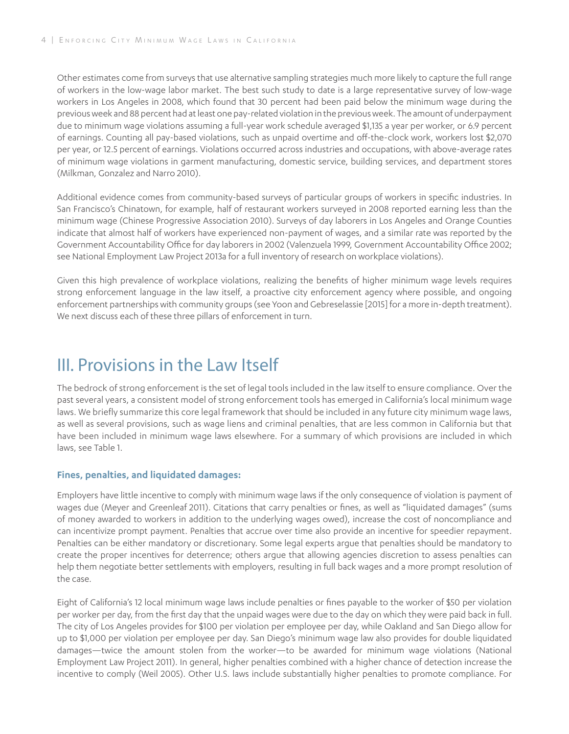Other estimates come from surveys that use alternative sampling strategies much more likely to capture the full range of workers in the low-wage labor market. The best such study to date is a large representative survey of low-wage workers in Los Angeles in 2008, which found that 30 percent had been paid below the minimum wage during the previous week and 88 percent had at least one pay-related violation in the previous week. The amount of underpayment due to minimum wage violations assuming a full-year work schedule averaged $1,135 a year per worker, or 6.9 percent of earnings. Counting all pay-based violations, such as unpaid overtime and off-the-clock work, workers lost $2,070 per year, or 12.5 percent of earnings. Violations occurred across industries and occupations, with above-average rates of minimum wage violations in garment manufacturing, domestic service, building services, and department stores (Milkman, Gonzalez and Narro 2010).

Additional evidence comes from community-based surveys of particular groups of workers in specific industries. In San Francisco's Chinatown, for example, half of restaurant workers surveyed in 2008 reported earning less than the minimum wage (Chinese Progressive Association 2010). Surveys of day laborers in Los Angeles and Orange Counties indicate that almost half of workers have experienced non-payment of wages, and a similar rate was reported by the Government Accountability Office for day laborers in 2002 (Valenzuela 1999, Government Accountability Office 2002; see National Employment Law Project 2013a for a full inventory of research on workplace violations).

Given this high prevalence of workplace violations, realizing the benefits of higher minimum wage levels requires strong enforcement language in the law itself, a proactive city enforcement agency where possible, and ongoing enforcement partnerships with community groups (see Yoon and Gebreselassie [2015] for a more in-depth treatment). We next discuss each of these three pillars of enforcement in turn.

## III. Provisions in the Law Itself

The bedrock of strong enforcement is the set of legal tools included in the law itself to ensure compliance. Over the past several years, a consistent model of strong enforcement tools has emerged in California's local minimum wage laws. We briefly summarize this core legal framework that should be included in any future city minimum wage laws, as well as several provisions, such as wage liens and criminal penalties, that are less common in California but that have been included in minimum wage laws elsewhere. For a summary of which provisions are included in which laws, see Table 1.

### Fines, penalties, and liquidated damages:

Employers have little incentive to comply with minimum wage laws if the only consequence of violation is payment of wages due (Meyer and Greenleaf 2011). Citations that carry penalties or fines, as well as "liquidated damages" (sums of money awarded to workers in addition to the underlying wages owed), increase the cost of noncompliance and can incentivize prompt payment. Penalties that accrue over time also provide an incentive for speedier repayment. Penalties can be either mandatory or discretionary. Some legal experts argue that penalties should be mandatory to create the proper incentives for deterrence; others argue that allowing agencies discretion to assess penalties can help them negotiate better settlements with employers, resulting in full back wages and a more prompt resolution of the case.

Eight of California's 12 local minimum wage laws include penalties or fines payable to the worker of $50 per violation per worker per day, from the first day that the unpaid wages were due to the day on which they were paid back in full. The city of Los Angeles provides for $100 per violation per employee per day, while Oakland and San Diego allow for up to $1,000 per violation per employee per day. San Diego's minimum wage law also provides for double liquidated damages—twice the amount stolen from the worker—to be awarded for minimum wage violations (National Employment Law Project 2011). In general, higher penalties combined with a higher chance of detection increase the incentive to comply (Weil 2005). Other U.S. laws include substantially higher penalties to promote compliance. For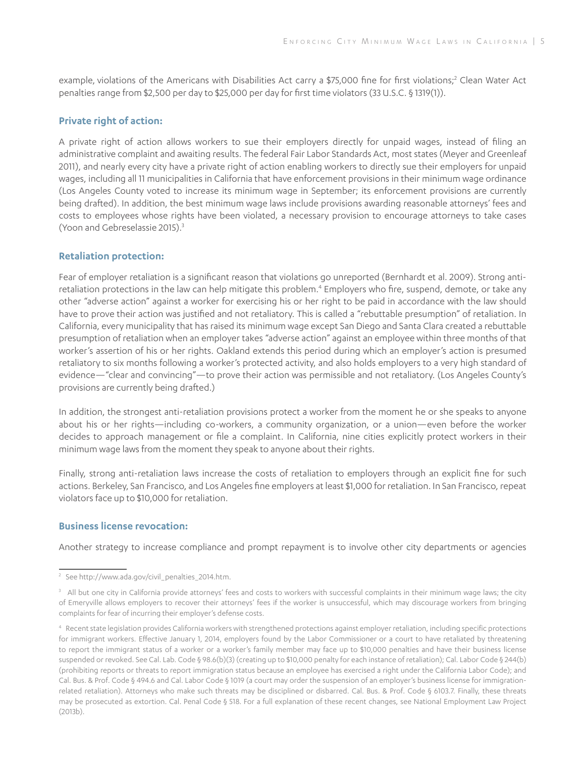example, violations of the Americans with Disabilities Act carry a $75,000 fine for first violations;[2] Clean Water Act penalties range from $2,500 per day to $25,000 per day for first time violators (33 U.S.C. § 1319(1)).

### Private right of action:

A private right of action allows workers to sue their employers directly for unpaid wages, instead of filing an administrative complaint and awaiting results. The federal Fair Labor Standards Act, most states (Meyer and Greenleaf 2011), and nearly every city have a private right of action enabling workers to directly sue their employers for unpaid wages, including all 11 municipalities in California that have enforcement provisions in their minimum wage ordinance (Los Angeles County voted to increase its minimum wage in September; its enforcement provisions are currently being drafted). In addition, the best minimum wage laws include provisions awarding reasonable attorneys' fees and costs to employees whose rights have been violated, a necessary provision to encourage attorneys to take cases (Yoon and Gebreselassie 2015).[3]

### Retaliation protection:

Fear of employer retaliation is a significant reason that violations go unreported (Bernhardt et al. 2009). Strong anti-retaliation protections in the law can help mitigate this problem.[4] Employers who fire, suspend, demote, or take any other "adverse action" against a worker for exercising his or her right to be paid in accordance with the law should have to prove their action was justified and not retaliatory. This is called a "rebuttable presumption" of retaliation. In California, every municipality that has raised its minimum wage except San Diego and Santa Clara created a rebuttable presumption of retaliation when an employer takes "adverse action" against an employee within three months of that worker's assertion of his or her rights. Oakland extends this period during which an employer's action is presumed retaliatory to six months following a worker's protected activity, and also holds employers to a very high standard of evidence—"clear and convincing"—to prove their action was permissible and not retaliatory. (Los Angeles County's provisions are currently being drafted.)

In addition, the strongest anti-retaliation provisions protect a worker from the moment he or she speaks to anyone about his or her rights—including co-workers, a community organization, or a union—even before the worker decides to approach management or file a complaint. In California, nine cities explicitly protect workers in their minimum wage laws from the moment they speak to anyone about their rights.

Finally, strong anti-retaliation laws increase the costs of retaliation to employers through an explicit fine for such actions. Berkeley, San Francisco, and Los Angeles fine employers at least $1,000 for retaliation. In San Francisco, repeat violators face up to $10,000 for retaliation.

### Business license revocation:

Another strategy to increase compliance and prompt repayment is to involve other city departments or agencies

---

[2] See http://www.ada.gov/civil_penalties_2014.htm.

[3] All but one city in California provide attorneys' fees and costs to workers with successful complaints in their minimum wage laws; the city of Emeryville allows employers to recover their attorneys' fees if the worker is unsuccessful, which may discourage workers from bringing complaints for fear of incurring their employer's defense costs.

[4] Recent state legislation provides California workers with strengthened protections against employer retaliation, including specific protections for immigrant workers. Effective January 1, 2014, employers found by the Labor Commissioner or a court to have retaliated by threatening to report the immigrant status of a worker or a worker's family member may face up to $10,000 penalties and have their business license suspended or revoked. See Cal. Lab. Code § 98.6(b)(3) (creating up to $10,000 penalty for each instance of retaliation); Cal. Labor Code § 244(b) (prohibiting reports or threats to report immigration status because an employee has exercised a right under the California Labor Code); and Cal. Bus. & Prof. Code § 494.6 and Cal. Labor Code § 1019 (a court may order the suspension of an employer's business license for immigration-related retaliation). Attorneys who make such threats may be disciplined or disbarred. Cal. Bus. & Prof. Code § 6103.7. Finally, these threats may be prosecuted as extortion. Cal. Penal Code § 518. For a full explanation of these recent changes, see National Employment Law Project (2013b).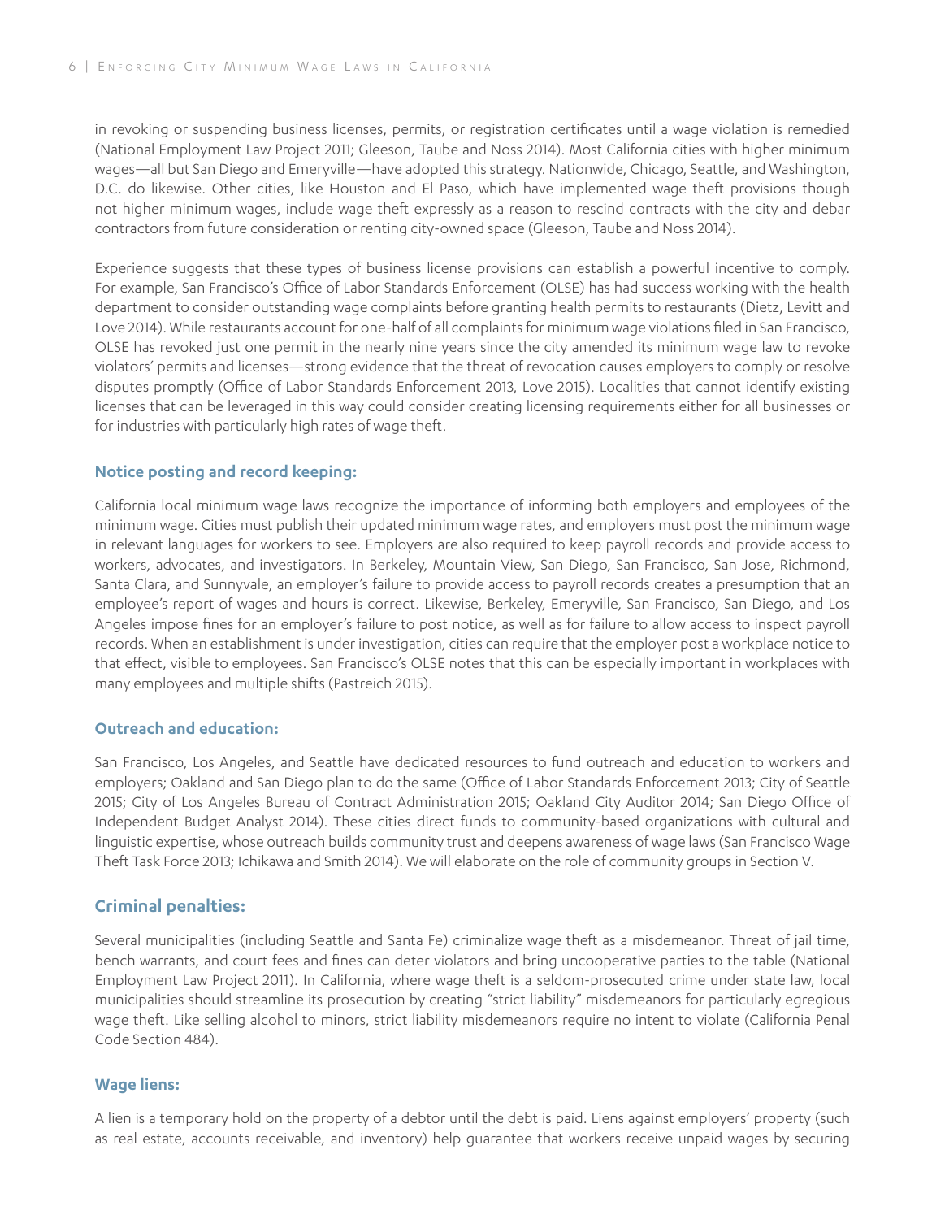in revoking or suspending business licenses, permits, or registration certificates until a wage violation is remedied (National Employment Law Project 2011; Gleeson, Taube and Noss 2014). Most California cities with higher minimum wages—all but San Diego and Emeryville—have adopted this strategy. Nationwide, Chicago, Seattle, and Washington, D.C. do likewise. Other cities, like Houston and El Paso, which have implemented wage theft provisions though not higher minimum wages, include wage theft expressly as a reason to rescind contracts with the city and debar contractors from future consideration or renting city-owned space (Gleeson, Taube and Noss 2014).

Experience suggests that these types of business license provisions can establish a powerful incentive to comply. For example, San Francisco's Office of Labor Standards Enforcement (OLSE) has had success working with the health department to consider outstanding wage complaints before granting health permits to restaurants (Dietz, Levitt and Love 2014). While restaurants account for one-half of all complaints for minimum wage violations filed in San Francisco, OLSE has revoked just one permit in the nearly nine years since the city amended its minimum wage law to revoke violators' permits and licenses—strong evidence that the threat of revocation causes employers to comply or resolve disputes promptly (Office of Labor Standards Enforcement 2013, Love 2015). Localities that cannot identify existing licenses that can be leveraged in this way could consider creating licensing requirements either for all businesses or for industries with particularly high rates of wage theft.

### Notice posting and record keeping:

California local minimum wage laws recognize the importance of informing both employers and employees of the minimum wage. Cities must publish their updated minimum wage rates, and employers must post the minimum wage in relevant languages for workers to see. Employers are also required to keep payroll records and provide access to workers, advocates, and investigators. In Berkeley, Mountain View, San Diego, San Francisco, San Jose, Richmond, Santa Clara, and Sunnyvale, an employer's failure to provide access to payroll records creates a presumption that an employee's report of wages and hours is correct. Likewise, Berkeley, Emeryville, San Francisco, San Diego, and Los Angeles impose fines for an employer's failure to post notice, as well as for failure to allow access to inspect payroll records. When an establishment is under investigation, cities can require that the employer post a workplace notice to that effect, visible to employees. San Francisco's OLSE notes that this can be especially important in workplaces with many employees and multiple shifts (Pastreich 2015).

### Outreach and education:

San Francisco, Los Angeles, and Seattle have dedicated resources to fund outreach and education to workers and employers; Oakland and San Diego plan to do the same (Office of Labor Standards Enforcement 2013; City of Seattle 2015; City of Los Angeles Bureau of Contract Administration 2015; Oakland City Auditor 2014; San Diego Office of Independent Budget Analyst 2014). These cities direct funds to community-based organizations with cultural and linguistic expertise, whose outreach builds community trust and deepens awareness of wage laws (San Francisco Wage Theft Task Force 2013; Ichikawa and Smith 2014). We will elaborate on the role of community groups in Section V.

### Criminal penalties:

Several municipalities (including Seattle and Santa Fe) criminalize wage theft as a misdemeanor. Threat of jail time, bench warrants, and court fees and fines can deter violators and bring uncooperative parties to the table (National Employment Law Project 2011). In California, where wage theft is a seldom-prosecuted crime under state law, local municipalities should streamline its prosecution by creating "strict liability" misdemeanors for particularly egregious wage theft. Like selling alcohol to minors, strict liability misdemeanors require no intent to violate (California Penal Code Section 484).

### Wage liens:

A lien is a temporary hold on the property of a debtor until the debt is paid. Liens against employers' property (such as real estate, accounts receivable, and inventory) help guarantee that workers receive unpaid wages by securing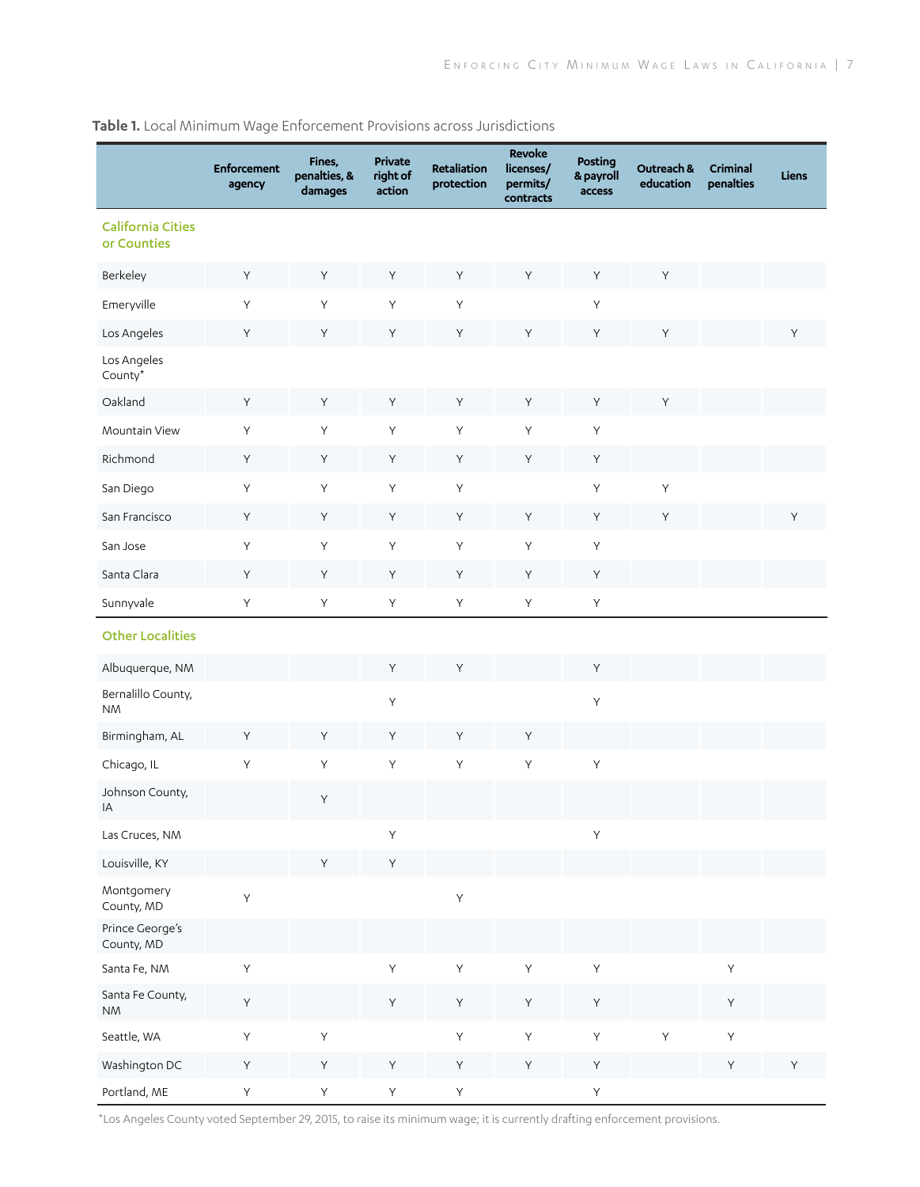**Table 1.** Local Minimum Wage Enforcement Provisions across Jurisdictions

| | Enforcement agency | Fines, penalties, & damages | Private right of action | Retaliation protection | Revoke licenses/ permits/ contracts | Posting & payroll access | Outreach & education | Criminal penalties | Liens |
|---|---|---|---|---|---|---|---|---|---|
| **California Cities or Counties** | | | | | | | | | |
| Berkeley | Y | Y | Y | Y | Y | Y | Y | | |
| Emeryville | Y | Y | Y | Y | | Y | | | |
| Los Angeles | Y | Y | Y | Y | Y | Y | Y | | Y |
| Los Angeles County* | | | | | | | | | |
| Oakland | Y | Y | Y | Y | Y | Y | Y | | |
| Mountain View | Y | Y | Y | Y | Y | Y | | | |
| Richmond | Y | Y | Y | Y | Y | Y | | | |
| San Diego | Y | Y | Y | Y | | Y | Y | | |
| San Francisco | Y | Y | Y | Y | Y | Y | Y | | Y |
| San Jose | Y | Y | Y | Y | Y | Y | | | |
| Santa Clara | Y | Y | Y | Y | Y | Y | | | |
| Sunnyvale | Y | Y | Y | Y | Y | Y | | | |
| **Other Localities** | | | | | | | | | |
| Albuquerque, NM | | | Y | Y | | Y | | | |
| Bernalillo County, NM | | | Y | | | Y | | | |
| Birmingham, AL | Y | Y | Y | Y | Y | | | | |
| Chicago, IL | Y | Y | Y | Y | Y | Y | | | |
| Johnson County, IA | | Y | | | | | | | |
| Las Cruces, NM | | | Y | | | Y | | | |
| Louisville, KY | | Y | Y | | | | | | |
| Montgomery County, MD | Y | | | Y | | | | | |
| Prince George's County, MD | | | | | | | | | |
| Santa Fe, NM | Y | | Y | Y | Y | Y | | Y | |
| Santa Fe County, NM | Y | | Y | Y | Y | Y | | Y | |
| Seattle, WA | Y | Y | | Y | Y | Y | Y | Y | |
| Washington DC | Y | Y | Y | Y | Y | Y | | Y | Y |
| Portland, ME | Y | Y | Y | Y | | Y | | | |

*Los Angeles County voted September 29, 2015, to raise its minimum wage; it is currently drafting enforcement provisions.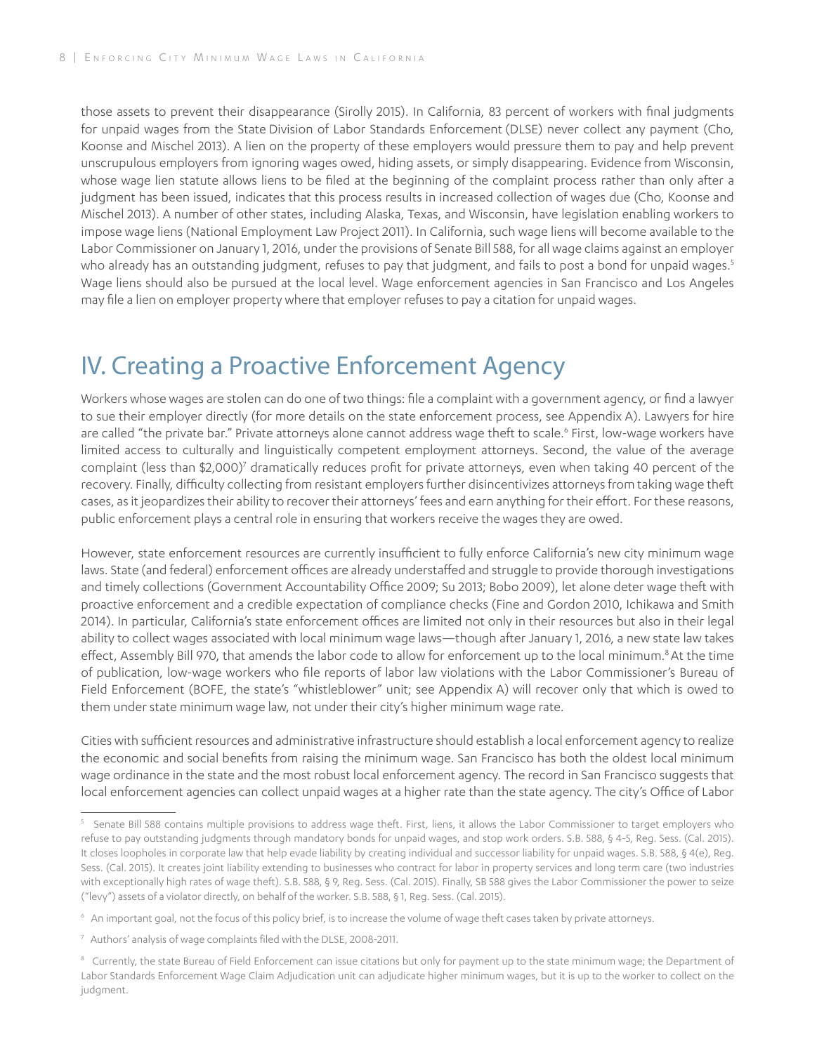those assets to prevent their disappearance (Sirolly 2015). In California, 83 percent of workers with final judgments for unpaid wages from the State Division of Labor Standards Enforcement (DLSE) never collect any payment (Cho, Koonse and Mischel 2013). A lien on the property of these employers would pressure them to pay and help prevent unscrupulous employers from ignoring wages owed, hiding assets, or simply disappearing. Evidence from Wisconsin, whose wage lien statute allows liens to be filed at the beginning of the complaint process rather than only after a judgment has been issued, indicates that this process results in increased collection of wages due (Cho, Koonse and Mischel 2013). A number of other states, including Alaska, Texas, and Wisconsin, have legislation enabling workers to impose wage liens (National Employment Law Project 2011). In California, such wage liens will become available to the Labor Commissioner on January 1, 2016, under the provisions of Senate Bill 588, for all wage claims against an employer who already has an outstanding judgment, refuses to pay that judgment, and fails to post a bond for unpaid wages.[5] Wage liens should also be pursued at the local level. Wage enforcement agencies in San Francisco and Los Angeles may file a lien on employer property where that employer refuses to pay a citation for unpaid wages.

## IV. Creating a Proactive Enforcement Agency

Workers whose wages are stolen can do one of two things: file a complaint with a government agency, or find a lawyer to sue their employer directly (for more details on the state enforcement process, see Appendix A). Lawyers for hire are called "the private bar." Private attorneys alone cannot address wage theft to scale.[6] First, low-wage workers have limited access to culturally and linguistically competent employment attorneys. Second, the value of the average complaint (less than $2,000)[7] dramatically reduces profit for private attorneys, even when taking 40 percent of the recovery. Finally, difficulty collecting from resistant employers further disincentivizes attorneys from taking wage theft cases, as it jeopardizes their ability to recover their attorneys' fees and earn anything for their effort. For these reasons, public enforcement plays a central role in ensuring that workers receive the wages they are owed.

However, state enforcement resources are currently insufficient to fully enforce California's new city minimum wage laws. State (and federal) enforcement offices are already understaffed and struggle to provide thorough investigations and timely collections (Government Accountability Office 2009; Su 2013; Bobo 2009), let alone deter wage theft with proactive enforcement and a credible expectation of compliance checks (Fine and Gordon 2010, Ichikawa and Smith 2014). In particular, California's state enforcement offices are limited not only in their resources but also in their legal ability to collect wages associated with local minimum wage laws—though after January 1, 2016, a new state law takes effect, Assembly Bill 970, that amends the labor code to allow for enforcement up to the local minimum.[8] At the time of publication, low-wage workers who file reports of labor law violations with the Labor Commissioner's Bureau of Field Enforcement (BOFE, the state's "whistleblower" unit; see Appendix A) will recover only that which is owed to them under state minimum wage law, not under their city's higher minimum wage rate.

Cities with sufficient resources and administrative infrastructure should establish a local enforcement agency to realize the economic and social benefits from raising the minimum wage. San Francisco has both the oldest local minimum wage ordinance in the state and the most robust local enforcement agency. The record in San Francisco suggests that local enforcement agencies can collect unpaid wages at a higher rate than the state agency. The city's Office of Labor

---

[5] Senate Bill 588 contains multiple provisions to address wage theft. First, liens, it allows the Labor Commissioner to target employers who refuse to pay outstanding judgments through mandatory bonds for unpaid wages, and stop work orders. S.B. 588, § 4-5, Reg. Sess. (Cal. 2015). It closes loopholes in corporate law that help evade liability by creating individual and successor liability for unpaid wages. S.B. 588, § 4(e), Reg. Sess. (Cal. 2015). It creates joint liability extending to businesses who contract for labor in property services and long term care (two industries with exceptionally high rates of wage theft). S.B. 588, § 9, Reg. Sess. (Cal. 2015). Finally, SB 588 gives the Labor Commissioner the power to seize ("levy") assets of a violator directly, on behalf of the worker. S.B. 588, § 1, Reg. Sess. (Cal. 2015).

[6] An important goal, not the focus of this policy brief, is to increase the volume of wage theft cases taken by private attorneys.

[7] Authors' analysis of wage complaints filed with the DLSE, 2008-2011.

[8] Currently, the state Bureau of Field Enforcement can issue citations but only for payment up to the state minimum wage; the Department of Labor Standards Enforcement Wage Claim Adjudication unit can adjudicate higher minimum wages, but it is up to the worker to collect on the judgment.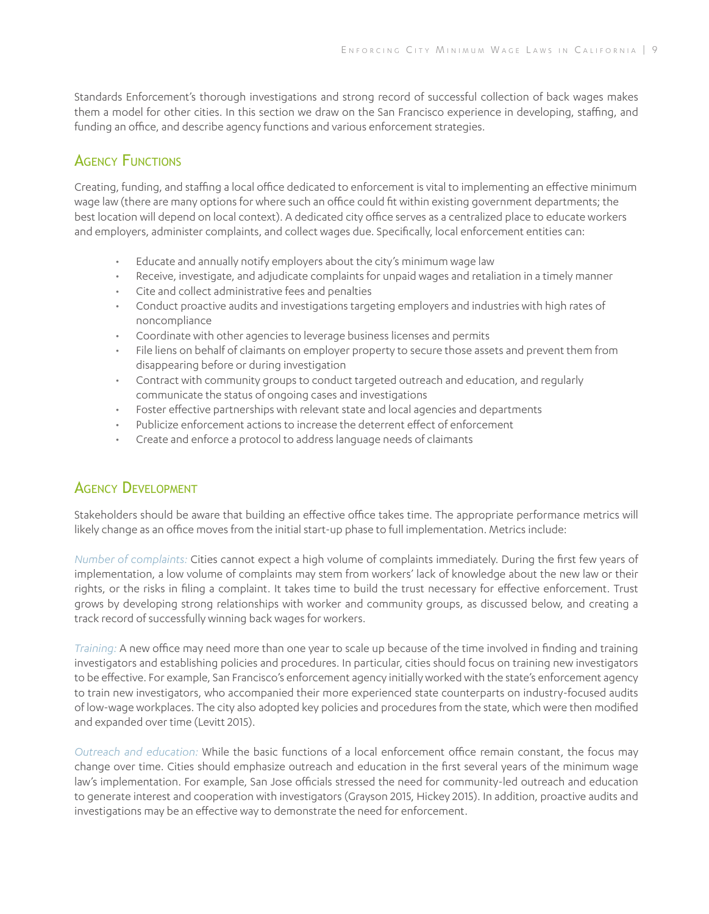Standards Enforcement's thorough investigations and strong record of successful collection of back wages makes them a model for other cities. In this section we draw on the San Francisco experience in developing, staffing, and funding an office, and describe agency functions and various enforcement strategies.

## Agency Functions

Creating, funding, and staffing a local office dedicated to enforcement is vital to implementing an effective minimum wage law (there are many options for where such an office could fit within existing government departments; the best location will depend on local context). A dedicated city office serves as a centralized place to educate workers and employers, administer complaints, and collect wages due. Specifically, local enforcement entities can:

- Educate and annually notify employers about the city's minimum wage law
- Receive, investigate, and adjudicate complaints for unpaid wages and retaliation in a timely manner
- Cite and collect administrative fees and penalties
- Conduct proactive audits and investigations targeting employers and industries with high rates of noncompliance
- Coordinate with other agencies to leverage business licenses and permits
- File liens on behalf of claimants on employer property to secure those assets and prevent them from disappearing before or during investigation
- Contract with community groups to conduct targeted outreach and education, and regularly communicate the status of ongoing cases and investigations
- Foster effective partnerships with relevant state and local agencies and departments
- Publicize enforcement actions to increase the deterrent effect of enforcement
- Create and enforce a protocol to address language needs of claimants

## Agency Development

Stakeholders should be aware that building an effective office takes time. The appropriate performance metrics will likely change as an office moves from the initial start-up phase to full implementation. Metrics include:

*Number of complaints:* Cities cannot expect a high volume of complaints immediately. During the first few years of implementation, a low volume of complaints may stem from workers' lack of knowledge about the new law or their rights, or the risks in filing a complaint. It takes time to build the trust necessary for effective enforcement. Trust grows by developing strong relationships with worker and community groups, as discussed below, and creating a track record of successfully winning back wages for workers.

*Training:* A new office may need more than one year to scale up because of the time involved in finding and training investigators and establishing policies and procedures. In particular, cities should focus on training new investigators to be effective. For example, San Francisco's enforcement agency initially worked with the state's enforcement agency to train new investigators, who accompanied their more experienced state counterparts on industry-focused audits of low-wage workplaces. The city also adopted key policies and procedures from the state, which were then modified and expanded over time (Levitt 2015).

*Outreach and education:* While the basic functions of a local enforcement office remain constant, the focus may change over time. Cities should emphasize outreach and education in the first several years of the minimum wage law's implementation. For example, San Jose officials stressed the need for community-led outreach and education to generate interest and cooperation with investigators (Grayson 2015, Hickey 2015). In addition, proactive audits and investigations may be an effective way to demonstrate the need for enforcement.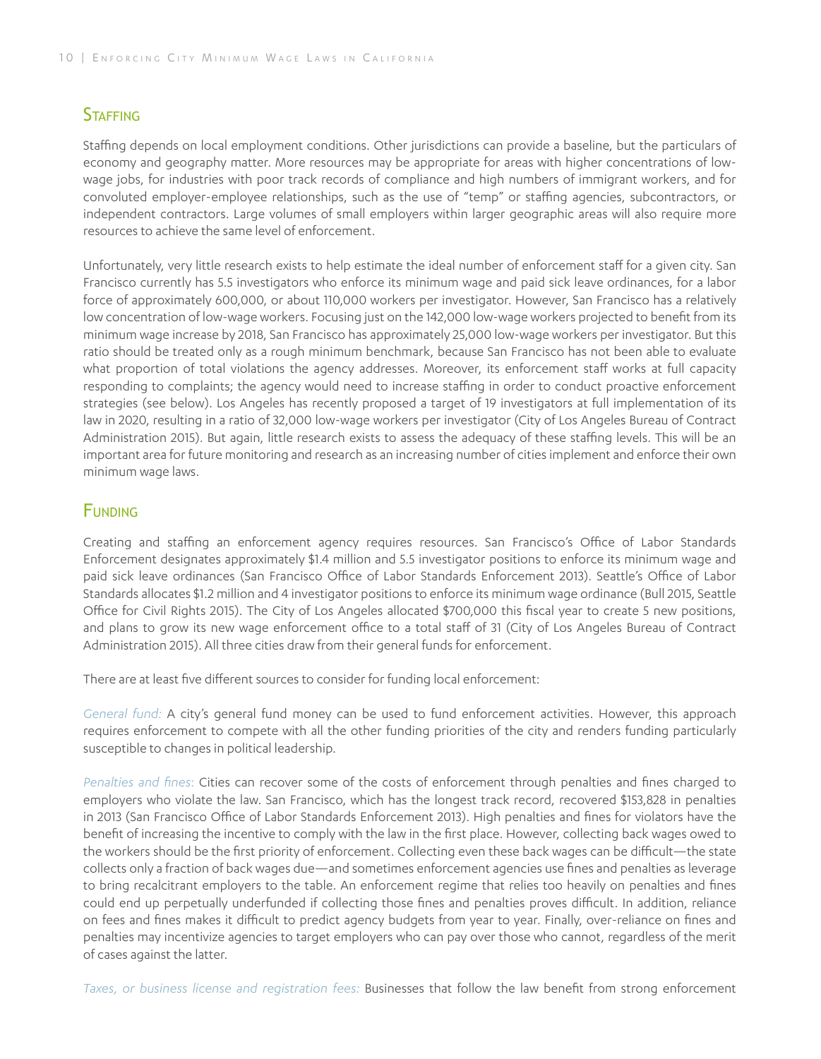## Staffing

Staffing depends on local employment conditions. Other jurisdictions can provide a baseline, but the particulars of economy and geography matter. More resources may be appropriate for areas with higher concentrations of low-wage jobs, for industries with poor track records of compliance and high numbers of immigrant workers, and for convoluted employer-employee relationships, such as the use of "temp" or staffing agencies, subcontractors, or independent contractors. Large volumes of small employers within larger geographic areas will also require more resources to achieve the same level of enforcement.

Unfortunately, very little research exists to help estimate the ideal number of enforcement staff for a given city. San Francisco currently has 5.5 investigators who enforce its minimum wage and paid sick leave ordinances, for a labor force of approximately 600,000, or about 110,000 workers per investigator. However, San Francisco has a relatively low concentration of low-wage workers. Focusing just on the 142,000 low-wage workers projected to benefit from its minimum wage increase by 2018, San Francisco has approximately 25,000 low-wage workers per investigator. But this ratio should be treated only as a rough minimum benchmark, because San Francisco has not been able to evaluate what proportion of total violations the agency addresses. Moreover, its enforcement staff works at full capacity responding to complaints; the agency would need to increase staffing in order to conduct proactive enforcement strategies (see below). Los Angeles has recently proposed a target of 19 investigators at full implementation of its law in 2020, resulting in a ratio of 32,000 low-wage workers per investigator (City of Los Angeles Bureau of Contract Administration 2015). But again, little research exists to assess the adequacy of these staffing levels. This will be an important area for future monitoring and research as an increasing number of cities implement and enforce their own minimum wage laws.

## Funding

Creating and staffing an enforcement agency requires resources. San Francisco's Office of Labor Standards Enforcement designates approximately $1.4 million and 5.5 investigator positions to enforce its minimum wage and paid sick leave ordinances (San Francisco Office of Labor Standards Enforcement 2013). Seattle's Office of Labor Standards allocates $1.2 million and 4 investigator positions to enforce its minimum wage ordinance (Bull 2015, Seattle Office for Civil Rights 2015). The City of Los Angeles allocated $700,000 this fiscal year to create 5 new positions, and plans to grow its new wage enforcement office to a total staff of 31 (City of Los Angeles Bureau of Contract Administration 2015). All three cities draw from their general funds for enforcement.

There are at least five different sources to consider for funding local enforcement:

*General fund:* A city's general fund money can be used to fund enforcement activities. However, this approach requires enforcement to compete with all the other funding priorities of the city and renders funding particularly susceptible to changes in political leadership.

*Penalties and fines:* Cities can recover some of the costs of enforcement through penalties and fines charged to employers who violate the law. San Francisco, which has the longest track record, recovered $153,828 in penalties in 2013 (San Francisco Office of Labor Standards Enforcement 2013). High penalties and fines for violators have the benefit of increasing the incentive to comply with the law in the first place. However, collecting back wages owed to the workers should be the first priority of enforcement. Collecting even these back wages can be difficult—the state collects only a fraction of back wages due—and sometimes enforcement agencies use fines and penalties as leverage to bring recalcitrant employers to the table. An enforcement regime that relies too heavily on penalties and fines could end up perpetually underfunded if collecting those fines and penalties proves difficult. In addition, reliance on fees and fines makes it difficult to predict agency budgets from year to year. Finally, over-reliance on fines and penalties may incentivize agencies to target employers who can pay over those who cannot, regardless of the merit of cases against the latter.

*Taxes, or business license and registration fees:* Businesses that follow the law benefit from strong enforcement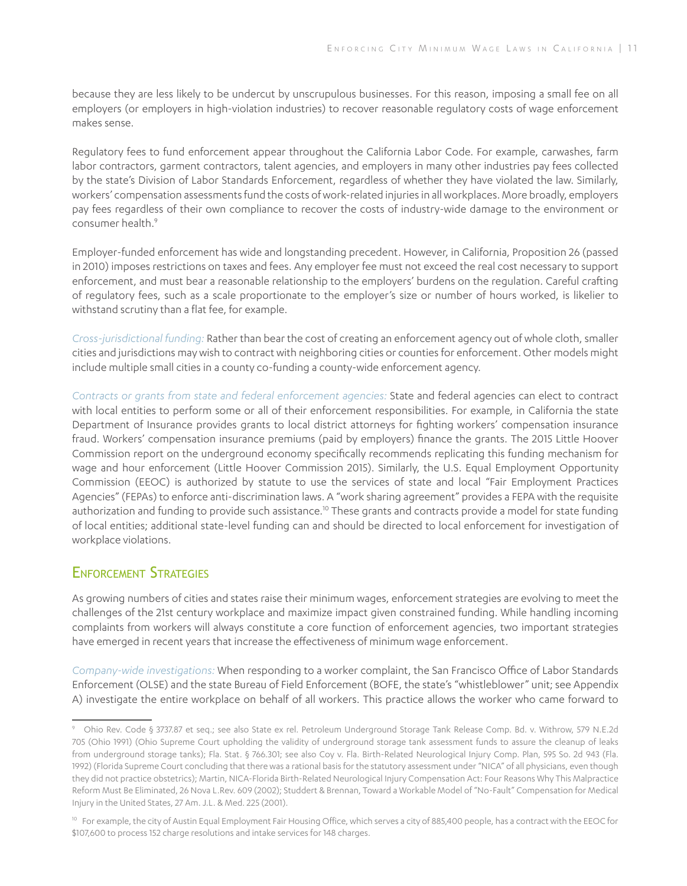because they are less likely to be undercut by unscrupulous businesses. For this reason, imposing a small fee on all employers (or employers in high-violation industries) to recover reasonable regulatory costs of wage enforcement makes sense.

Regulatory fees to fund enforcement appear throughout the California Labor Code. For example, carwashes, farm labor contractors, garment contractors, talent agencies, and employers in many other industries pay fees collected by the state's Division of Labor Standards Enforcement, regardless of whether they have violated the law. Similarly, workers' compensation assessments fund the costs of work-related injuries in all workplaces. More broadly, employers pay fees regardless of their own compliance to recover the costs of industry-wide damage to the environment or consumer health.[9]

Employer-funded enforcement has wide and longstanding precedent. However, in California, Proposition 26 (passed in 2010) imposes restrictions on taxes and fees. Any employer fee must not exceed the real cost necessary to support enforcement, and must bear a reasonable relationship to the employers' burdens on the regulation. Careful crafting of regulatory fees, such as a scale proportionate to the employer's size or number of hours worked, is likelier to withstand scrutiny than a flat fee, for example.

*Cross-jurisdictional funding:* Rather than bear the cost of creating an enforcement agency out of whole cloth, smaller cities and jurisdictions may wish to contract with neighboring cities or counties for enforcement. Other models might include multiple small cities in a county co-funding a county-wide enforcement agency.

*Contracts or grants from state and federal enforcement agencies:* State and federal agencies can elect to contract with local entities to perform some or all of their enforcement responsibilities. For example, in California the state Department of Insurance provides grants to local district attorneys for fighting workers' compensation insurance fraud. Workers' compensation insurance premiums (paid by employers) finance the grants. The 2015 Little Hoover Commission report on the underground economy specifically recommends replicating this funding mechanism for wage and hour enforcement (Little Hoover Commission 2015). Similarly, the U.S. Equal Employment Opportunity Commission (EEOC) is authorized by statute to use the services of state and local "Fair Employment Practices Agencies" (FEPAs) to enforce anti-discrimination laws. A "work sharing agreement" provides a FEPA with the requisite authorization and funding to provide such assistance.[10] These grants and contracts provide a model for state funding of local entities; additional state-level funding can and should be directed to local enforcement for investigation of workplace violations.

## Enforcement Strategies

As growing numbers of cities and states raise their minimum wages, enforcement strategies are evolving to meet the challenges of the 21st century workplace and maximize impact given constrained funding. While handling incoming complaints from workers will always constitute a core function of enforcement agencies, two important strategies have emerged in recent years that increase the effectiveness of minimum wage enforcement.

*Company-wide investigations:* When responding to a worker complaint, the San Francisco Office of Labor Standards Enforcement (OLSE) and the state Bureau of Field Enforcement (BOFE, the state's "whistleblower" unit; see Appendix A) investigate the entire workplace on behalf of all workers. This practice allows the worker who came forward to

---

[9] Ohio Rev. Code § 3737.87 et seq.; see also State ex rel. Petroleum Underground Storage Tank Release Comp. Bd. v. Withrow, 579 N.E.2d 705 (Ohio 1991) (Ohio Supreme Court upholding the validity of underground storage tank assessment funds to assure the cleanup of leaks from underground storage tanks); Fla. Stat. § 766.301; see also Coy v. Fla. Birth-Related Neurological Injury Comp. Plan, 595 So. 2d 943 (Fla. 1992) (Florida Supreme Court concluding that there was a rational basis for the statutory assessment under "NICA" of all physicians, even though they did not practice obstetrics); Martin, NICA-Florida Birth-Related Neurological Injury Compensation Act: Four Reasons Why This Malpractice Reform Must Be Eliminated, 26 Nova L.Rev. 609 (2002); Studdert & Brennan, Toward a Workable Model of "No-Fault" Compensation for Medical Injury in the United States, 27 Am. J.L. & Med. 225 (2001).

[10] For example, the city of Austin Equal Employment Fair Housing Office, which serves a city of 885,400 people, has a contract with the EEOC for $107,600 to process 152 charge resolutions and intake services for 148 charges.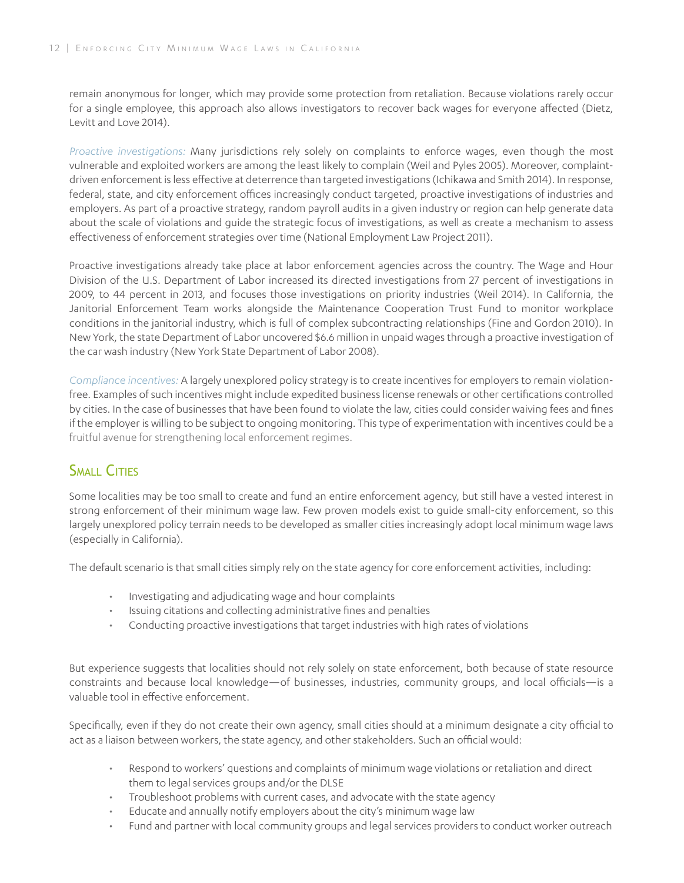remain anonymous for longer, which may provide some protection from retaliation. Because violations rarely occur for a single employee, this approach also allows investigators to recover back wages for everyone affected (Dietz, Levitt and Love 2014).

*Proactive investigations:* Many jurisdictions rely solely on complaints to enforce wages, even though the most vulnerable and exploited workers are among the least likely to complain (Weil and Pyles 2005). Moreover, complaint-driven enforcement is less effective at deterrence than targeted investigations (Ichikawa and Smith 2014). In response, federal, state, and city enforcement offices increasingly conduct targeted, proactive investigations of industries and employers. As part of a proactive strategy, random payroll audits in a given industry or region can help generate data about the scale of violations and guide the strategic focus of investigations, as well as create a mechanism to assess effectiveness of enforcement strategies over time (National Employment Law Project 2011).

Proactive investigations already take place at labor enforcement agencies across the country. The Wage and Hour Division of the U.S. Department of Labor increased its directed investigations from 27 percent of investigations in 2009, to 44 percent in 2013, and focuses those investigations on priority industries (Weil 2014). In California, the Janitorial Enforcement Team works alongside the Maintenance Cooperation Trust Fund to monitor workplace conditions in the janitorial industry, which is full of complex subcontracting relationships (Fine and Gordon 2010). In New York, the state Department of Labor uncovered $6.6 million in unpaid wages through a proactive investigation of the car wash industry (New York State Department of Labor 2008).

*Compliance incentives:* A largely unexplored policy strategy is to create incentives for employers to remain violation-free. Examples of such incentives might include expedited business license renewals or other certifications controlled by cities. In the case of businesses that have been found to violate the law, cities could consider waiving fees and fines if the employer is willing to be subject to ongoing monitoring. This type of experimentation with incentives could be a fruitful avenue for strengthening local enforcement regimes.

## Small Cities

Some localities may be too small to create and fund an entire enforcement agency, but still have a vested interest in strong enforcement of their minimum wage law. Few proven models exist to guide small-city enforcement, so this largely unexplored policy terrain needs to be developed as smaller cities increasingly adopt local minimum wage laws (especially in California).

The default scenario is that small cities simply rely on the state agency for core enforcement activities, including:

- Investigating and adjudicating wage and hour complaints
- Issuing citations and collecting administrative fines and penalties
- Conducting proactive investigations that target industries with high rates of violations

But experience suggests that localities should not rely solely on state enforcement, both because of state resource constraints and because local knowledge—of businesses, industries, community groups, and local officials—is a valuable tool in effective enforcement.

Specifically, even if they do not create their own agency, small cities should at a minimum designate a city official to act as a liaison between workers, the state agency, and other stakeholders. Such an official would:

- Respond to workers' questions and complaints of minimum wage violations or retaliation and direct them to legal services groups and/or the DLSE
- Troubleshoot problems with current cases, and advocate with the state agency
- Educate and annually notify employers about the city's minimum wage law
- Fund and partner with local community groups and legal services providers to conduct worker outreach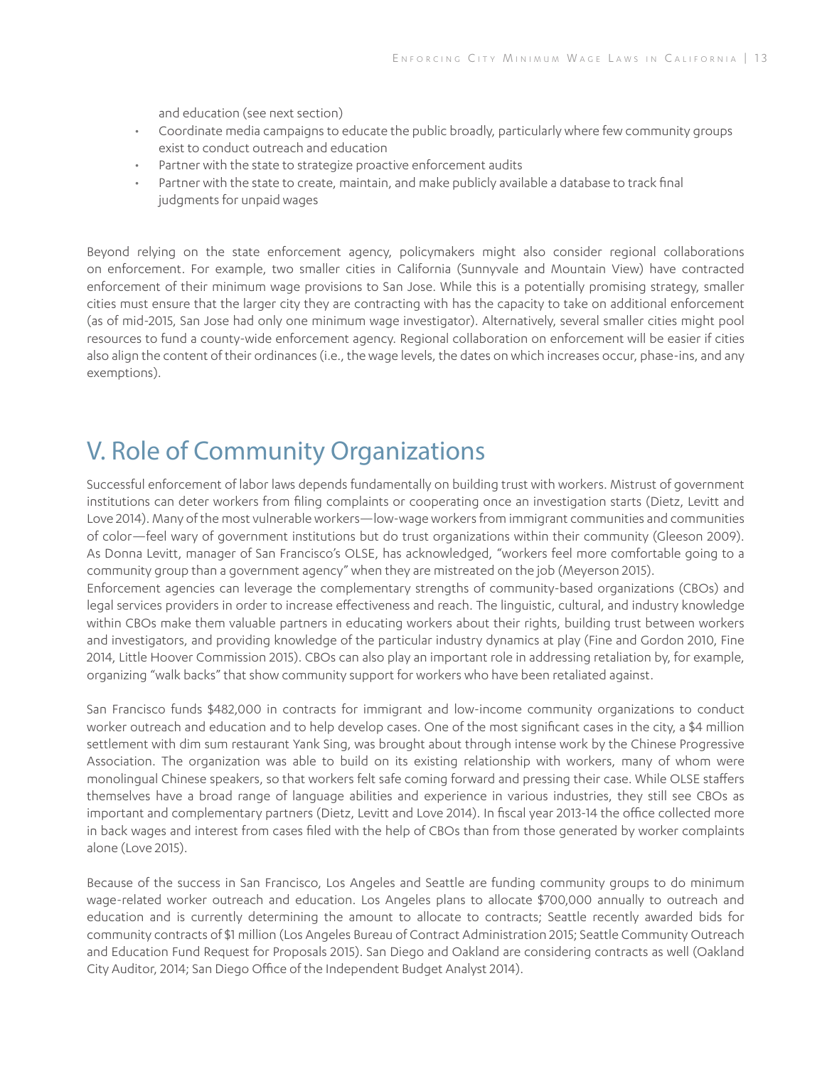and education (see next section)

- Coordinate media campaigns to educate the public broadly, particularly where few community groups exist to conduct outreach and education
- Partner with the state to strategize proactive enforcement audits
- Partner with the state to create, maintain, and make publicly available a database to track final judgments for unpaid wages

Beyond relying on the state enforcement agency, policymakers might also consider regional collaborations on enforcement. For example, two smaller cities in California (Sunnyvale and Mountain View) have contracted enforcement of their minimum wage provisions to San Jose. While this is a potentially promising strategy, smaller cities must ensure that the larger city they are contracting with has the capacity to take on additional enforcement (as of mid-2015, San Jose had only one minimum wage investigator). Alternatively, several smaller cities might pool resources to fund a county-wide enforcement agency. Regional collaboration on enforcement will be easier if cities also align the content of their ordinances (i.e., the wage levels, the dates on which increases occur, phase-ins, and any exemptions).

# V. Role of Community Organizations

Successful enforcement of labor laws depends fundamentally on building trust with workers. Mistrust of government institutions can deter workers from filing complaints or cooperating once an investigation starts (Dietz, Levitt and Love 2014). Many of the most vulnerable workers—low-wage workers from immigrant communities and communities of color—feel wary of government institutions but do trust organizations within their community (Gleeson 2009). As Donna Levitt, manager of San Francisco's OLSE, has acknowledged, "workers feel more comfortable going to a community group than a government agency" when they are mistreated on the job (Meyerson 2015).

Enforcement agencies can leverage the complementary strengths of community-based organizations (CBOs) and legal services providers in order to increase effectiveness and reach. The linguistic, cultural, and industry knowledge within CBOs make them valuable partners in educating workers about their rights, building trust between workers and investigators, and providing knowledge of the particular industry dynamics at play (Fine and Gordon 2010, Fine 2014, Little Hoover Commission 2015). CBOs can also play an important role in addressing retaliation by, for example, organizing "walk backs" that show community support for workers who have been retaliated against.

San Francisco funds $482,000 in contracts for immigrant and low-income community organizations to conduct worker outreach and education and to help develop cases. One of the most significant cases in the city, a $4 million settlement with dim sum restaurant Yank Sing, was brought about through intense work by the Chinese Progressive Association. The organization was able to build on its existing relationship with workers, many of whom were monolingual Chinese speakers, so that workers felt safe coming forward and pressing their case. While OLSE staffers themselves have a broad range of language abilities and experience in various industries, they still see CBOs as important and complementary partners (Dietz, Levitt and Love 2014). In fiscal year 2013-14 the office collected more in back wages and interest from cases filed with the help of CBOs than from those generated by worker complaints alone (Love 2015).

Because of the success in San Francisco, Los Angeles and Seattle are funding community groups to do minimum wage-related worker outreach and education. Los Angeles plans to allocate $700,000 annually to outreach and education and is currently determining the amount to allocate to contracts; Seattle recently awarded bids for community contracts of $1 million (Los Angeles Bureau of Contract Administration 2015; Seattle Community Outreach and Education Fund Request for Proposals 2015). San Diego and Oakland are considering contracts as well (Oakland City Auditor, 2014; San Diego Office of the Independent Budget Analyst 2014).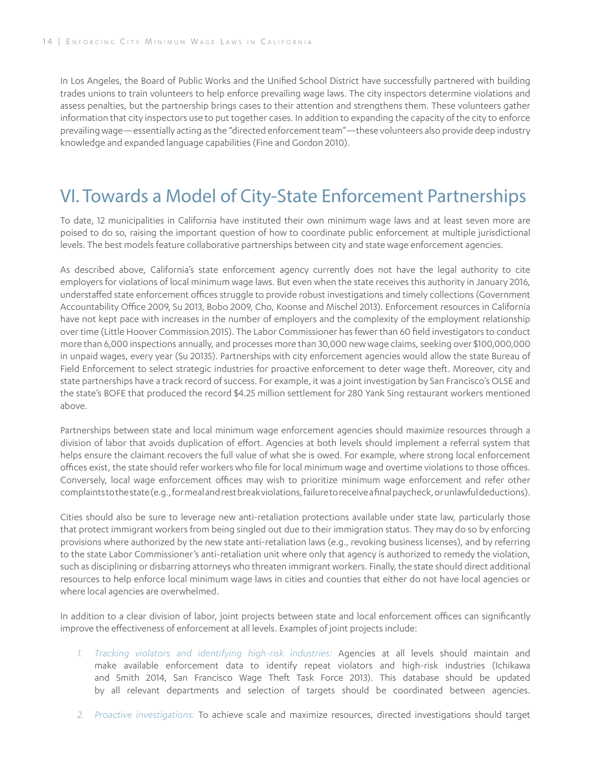In Los Angeles, the Board of Public Works and the Unified School District have successfully partnered with building trades unions to train volunteers to help enforce prevailing wage laws. The city inspectors determine violations and assess penalties, but the partnership brings cases to their attention and strengthens them. These volunteers gather information that city inspectors use to put together cases. In addition to expanding the capacity of the city to enforce prevailing wage—essentially acting as the "directed enforcement team"—these volunteers also provide deep industry knowledge and expanded language capabilities (Fine and Gordon 2010).

## VI. Towards a Model of City-State Enforcement Partnerships

To date, 12 municipalities in California have instituted their own minimum wage laws and at least seven more are poised to do so, raising the important question of how to coordinate public enforcement at multiple jurisdictional levels. The best models feature collaborative partnerships between city and state wage enforcement agencies.

As described above, California's state enforcement agency currently does not have the legal authority to cite employers for violations of local minimum wage laws. But even when the state receives this authority in January 2016, understaffed state enforcement offices struggle to provide robust investigations and timely collections (Government Accountability Office 2009, Su 2013, Bobo 2009, Cho, Koonse and Mischel 2013). Enforcement resources in California have not kept pace with increases in the number of employers and the complexity of the employment relationship over time (Little Hoover Commission 2015). The Labor Commissioner has fewer than 60 field investigators to conduct more than 6,000 inspections annually, and processes more than 30,000 new wage claims, seeking over $100,000,000 in unpaid wages, every year (Su 20135). Partnerships with city enforcement agencies would allow the state Bureau of Field Enforcement to select strategic industries for proactive enforcement to deter wage theft. Moreover, city and state partnerships have a track record of success. For example, it was a joint investigation by San Francisco's OLSE and the state's BOFE that produced the record $4.25 million settlement for 280 Yank Sing restaurant workers mentioned above.

Partnerships between state and local minimum wage enforcement agencies should maximize resources through a division of labor that avoids duplication of effort. Agencies at both levels should implement a referral system that helps ensure the claimant recovers the full value of what she is owed. For example, where strong local enforcement offices exist, the state should refer workers who file for local minimum wage and overtime violations to those offices. Conversely, local wage enforcement offices may wish to prioritize minimum wage enforcement and refer other complaints to the state (e.g., for meal and rest break violations, failure to receive a final paycheck, or unlawful deductions).

Cities should also be sure to leverage new anti-retaliation protections available under state law, particularly those that protect immigrant workers from being singled out due to their immigration status. They may do so by enforcing provisions where authorized by the new state anti-retaliation laws (e.g., revoking business licenses), and by referring to the state Labor Commissioner's anti-retaliation unit where only that agency is authorized to remedy the violation, such as disciplining or disbarring attorneys who threaten immigrant workers. Finally, the state should direct additional resources to help enforce local minimum wage laws in cities and counties that either do not have local agencies or where local agencies are overwhelmed.

In addition to a clear division of labor, joint projects between state and local enforcement offices can significantly improve the effectiveness of enforcement at all levels. Examples of joint projects include:

1. *Tracking violators and identifying high-risk industries:* Agencies at all levels should maintain and make available enforcement data to identify repeat violators and high-risk industries (Ichikawa and Smith 2014, San Francisco Wage Theft Task Force 2013). This database should be updated by all relevant departments and selection of targets should be coordinated between agencies.
2. *Proactive investigations:* To achieve scale and maximize resources, directed investigations should target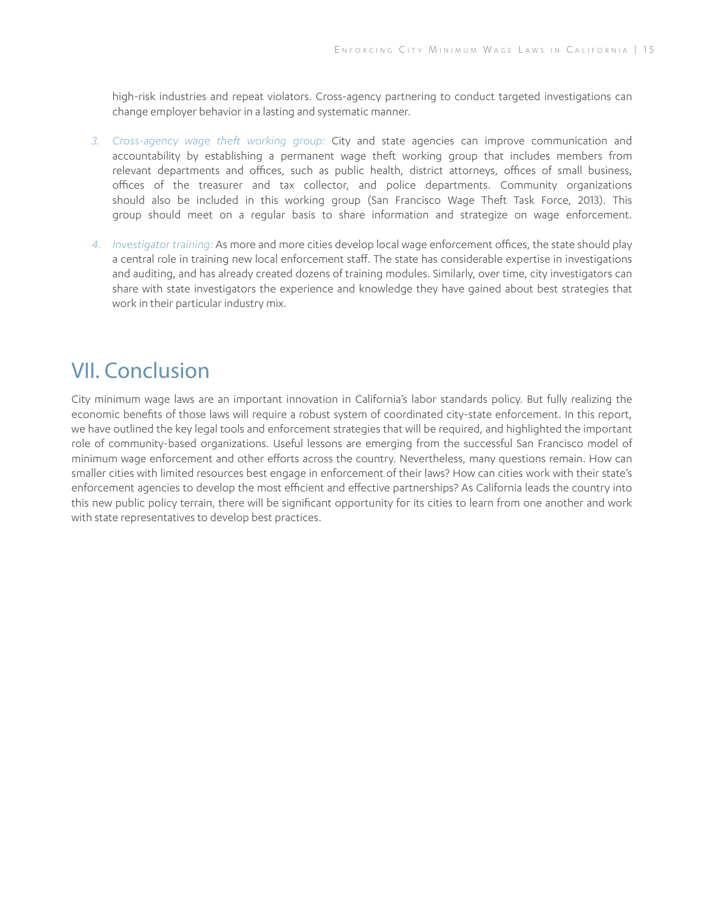high-risk industries and repeat violators. Cross-agency partnering to conduct targeted investigations can change employer behavior in a lasting and systematic manner.

3. *Cross-agency wage theft working group:* City and state agencies can improve communication and accountability by establishing a permanent wage theft working group that includes members from relevant departments and offices, such as public health, district attorneys, offices of small business, offices of the treasurer and tax collector, and police departments. Community organizations should also be included in this working group (San Francisco Wage Theft Task Force, 2013). This group should meet on a regular basis to share information and strategize on wage enforcement.

4. *Investigator training:* As more and more cities develop local wage enforcement offices, the state should play a central role in training new local enforcement staff. The state has considerable expertise in investigations and auditing, and has already created dozens of training modules. Similarly, over time, city investigators can share with state investigators the experience and knowledge they have gained about best strategies that work in their particular industry mix.

# VII. Conclusion

City minimum wage laws are an important innovation in California's labor standards policy. But fully realizing the economic benefits of those laws will require a robust system of coordinated city-state enforcement. In this report, we have outlined the key legal tools and enforcement strategies that will be required, and highlighted the important role of community-based organizations. Useful lessons are emerging from the successful San Francisco model of minimum wage enforcement and other efforts across the country. Nevertheless, many questions remain. How can smaller cities with limited resources best engage in enforcement of their laws? How can cities work with their state's enforcement agencies to develop the most efficient and effective partnerships? As California leads the country into this new public policy terrain, there will be significant opportunity for its cities to learn from one another and work with state representatives to develop best practices.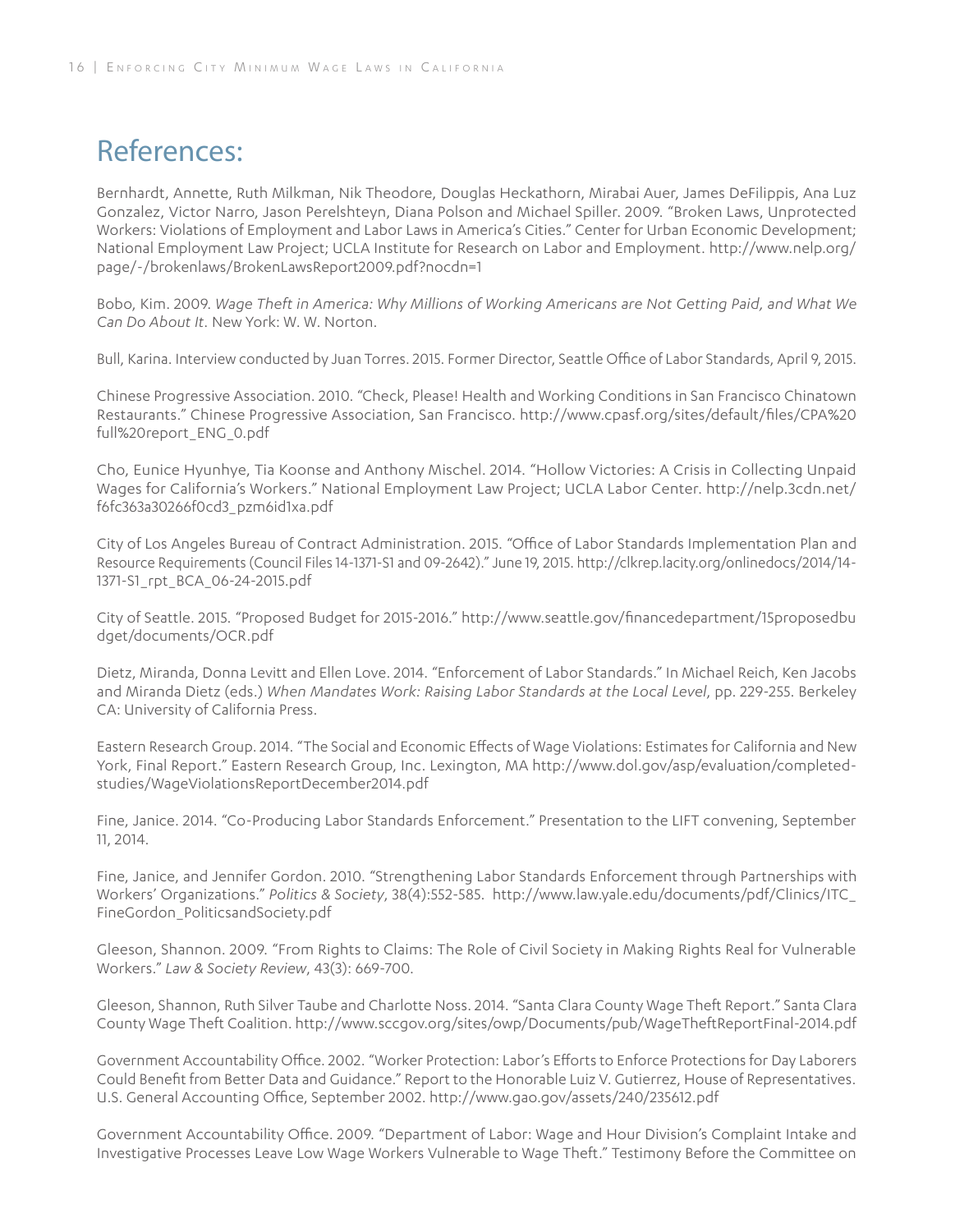# References:

Bernhardt, Annette, Ruth Milkman, Nik Theodore, Douglas Heckathorn, Mirabai Auer, James DeFilippis, Ana Luz Gonzalez, Victor Narro, Jason Perelshteyn, Diana Polson and Michael Spiller. 2009. "Broken Laws, Unprotected Workers: Violations of Employment and Labor Laws in America's Cities." Center for Urban Economic Development; National Employment Law Project; UCLA Institute for Research on Labor and Employment. http://www.nelp.org/page/-/brokenlaws/BrokenLawsReport2009.pdf?nocdn=1

Bobo, Kim. 2009. *Wage Theft in America: Why Millions of Working Americans are Not Getting Paid, and What We Can Do About It*. New York: W. W. Norton.

Bull, Karina. Interview conducted by Juan Torres. 2015. Former Director, Seattle Office of Labor Standards, April 9, 2015.

Chinese Progressive Association. 2010. "Check, Please! Health and Working Conditions in San Francisco Chinatown Restaurants." Chinese Progressive Association, San Francisco. http://www.cpasf.org/sites/default/files/CPA%20full%20report_ENG_0.pdf

Cho, Eunice Hyunhye, Tia Koonse and Anthony Mischel. 2014. "Hollow Victories: A Crisis in Collecting Unpaid Wages for California's Workers." National Employment Law Project; UCLA Labor Center. http://nelp.3cdn.net/f6fc363a30266f0cd3_pzm6id1xa.pdf

City of Los Angeles Bureau of Contract Administration. 2015. "Office of Labor Standards Implementation Plan and Resource Requirements (Council Files 14-1371-S1 and 09-2642)." June 19, 2015. http://clkrep.lacity.org/onlinedocs/2014/14-1371-S1_rpt_BCA_06-24-2015.pdf

City of Seattle. 2015. "Proposed Budget for 2015-2016." http://www.seattle.gov/financedepartment/15proposedbudget/documents/OCR.pdf

Dietz, Miranda, Donna Levitt and Ellen Love. 2014. "Enforcement of Labor Standards." In Michael Reich, Ken Jacobs and Miranda Dietz (eds.) *When Mandates Work: Raising Labor Standards at the Local Level*, pp. 229-255. Berkeley CA: University of California Press.

Eastern Research Group. 2014. "The Social and Economic Effects of Wage Violations: Estimates for California and New York, Final Report." Eastern Research Group, Inc. Lexington, MA http://www.dol.gov/asp/evaluation/completed-studies/WageViolationsReportDecember2014.pdf

Fine, Janice. 2014. "Co-Producing Labor Standards Enforcement." Presentation to the LIFT convening, September 11, 2014.

Fine, Janice, and Jennifer Gordon. 2010. "Strengthening Labor Standards Enforcement through Partnerships with Workers' Organizations." *Politics & Society*, 38(4):552-585. http://www.law.yale.edu/documents/pdf/Clinics/ITC_FineGordon_PoliticsandSociety.pdf

Gleeson, Shannon. 2009. "From Rights to Claims: The Role of Civil Society in Making Rights Real for Vulnerable Workers." *Law & Society Review*, 43(3): 669-700.

Gleeson, Shannon, Ruth Silver Taube and Charlotte Noss. 2014. "Santa Clara County Wage Theft Report." Santa Clara County Wage Theft Coalition. http://www.sccgov.org/sites/owp/Documents/pub/WageTheftReportFinal-2014.pdf

Government Accountability Office. 2002. "Worker Protection: Labor's Efforts to Enforce Protections for Day Laborers Could Benefit from Better Data and Guidance." Report to the Honorable Luiz V. Gutierrez, House of Representatives. U.S. General Accounting Office, September 2002. http://www.gao.gov/assets/240/235612.pdf

Government Accountability Office. 2009. "Department of Labor: Wage and Hour Division's Complaint Intake and Investigative Processes Leave Low Wage Workers Vulnerable to Wage Theft." Testimony Before the Committee on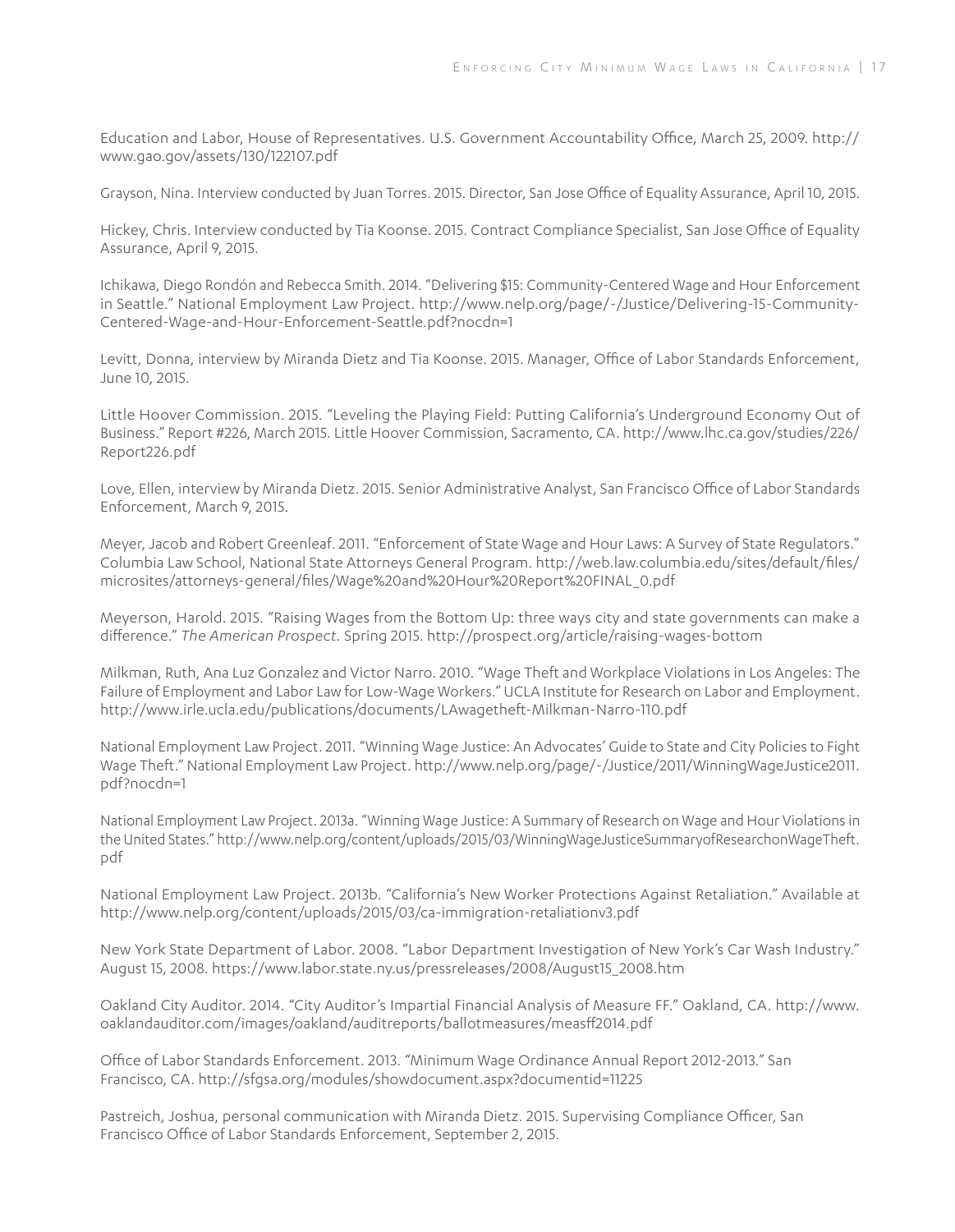Education and Labor, House of Representatives. U.S. Government Accountability Office, March 25, 2009. http://www.gao.gov/assets/130/122107.pdf

Grayson, Nina. Interview conducted by Juan Torres. 2015. Director, San Jose Office of Equality Assurance, April 10, 2015.

Hickey, Chris. Interview conducted by Tia Koonse. 2015. Contract Compliance Specialist, San Jose Office of Equality Assurance, April 9, 2015.

Ichikawa, Diego Rondón and Rebecca Smith. 2014. "Delivering $15: Community-Centered Wage and Hour Enforcement in Seattle." National Employment Law Project. http://www.nelp.org/page/-/Justice/Delivering-15-Community-Centered-Wage-and-Hour-Enforcement-Seattle.pdf?nocdn=1

Levitt, Donna, interview by Miranda Dietz and Tia Koonse. 2015. Manager, Office of Labor Standards Enforcement, June 10, 2015.

Little Hoover Commission. 2015. "Leveling the Playing Field: Putting California's Underground Economy Out of Business." Report #226, March 2015. Little Hoover Commission, Sacramento, CA. http://www.lhc.ca.gov/studies/226/Report226.pdf

Love, Ellen, interview by Miranda Dietz. 2015. Senior Administrative Analyst, San Francisco Office of Labor Standards Enforcement, March 9, 2015.

Meyer, Jacob and Robert Greenleaf. 2011. "Enforcement of State Wage and Hour Laws: A Survey of State Regulators." Columbia Law School, National State Attorneys General Program. http://web.law.columbia.edu/sites/default/files/microsites/attorneys-general/files/Wage%20and%20Hour%20Report%20FINAL_0.pdf

Meyerson, Harold. 2015. "Raising Wages from the Bottom Up: three ways city and state governments can make a difference." *The American Prospect*. Spring 2015. http://prospect.org/article/raising-wages-bottom

Milkman, Ruth, Ana Luz Gonzalez and Victor Narro. 2010. "Wage Theft and Workplace Violations in Los Angeles: The Failure of Employment and Labor Law for Low-Wage Workers." UCLA Institute for Research on Labor and Employment. http://www.irle.ucla.edu/publications/documents/LAwagetheft-Milkman-Narro-110.pdf

National Employment Law Project. 2011. "Winning Wage Justice: An Advocates' Guide to State and City Policies to Fight Wage Theft." National Employment Law Project. http://www.nelp.org/page/-/Justice/2011/WinningWageJustice2011.pdf?nocdn=1

National Employment Law Project. 2013a. "Winning Wage Justice: A Summary of Research on Wage and Hour Violations in the United States." http://www.nelp.org/content/uploads/2015/03/WinningWageJusticeSummaryofResearchonWageTheft.pdf

National Employment Law Project. 2013b. "California's New Worker Protections Against Retaliation." Available at http://www.nelp.org/content/uploads/2015/03/ca-immigration-retaliationv3.pdf

New York State Department of Labor. 2008. "Labor Department Investigation of New York's Car Wash Industry." August 15, 2008. https://www.labor.state.ny.us/pressreleases/2008/August15_2008.htm

Oakland City Auditor. 2014. "City Auditor's Impartial Financial Analysis of Measure FF." Oakland, CA. http://www.oaklandauditor.com/images/oakland/auditreports/ballotmeasures/measff2014.pdf

Office of Labor Standards Enforcement. 2013. "Minimum Wage Ordinance Annual Report 2012-2013." San Francisco, CA. http://sfgsa.org/modules/showdocument.aspx?documentid=11225

Pastreich, Joshua, personal communication with Miranda Dietz. 2015. Supervising Compliance Officer, San Francisco Office of Labor Standards Enforcement, September 2, 2015.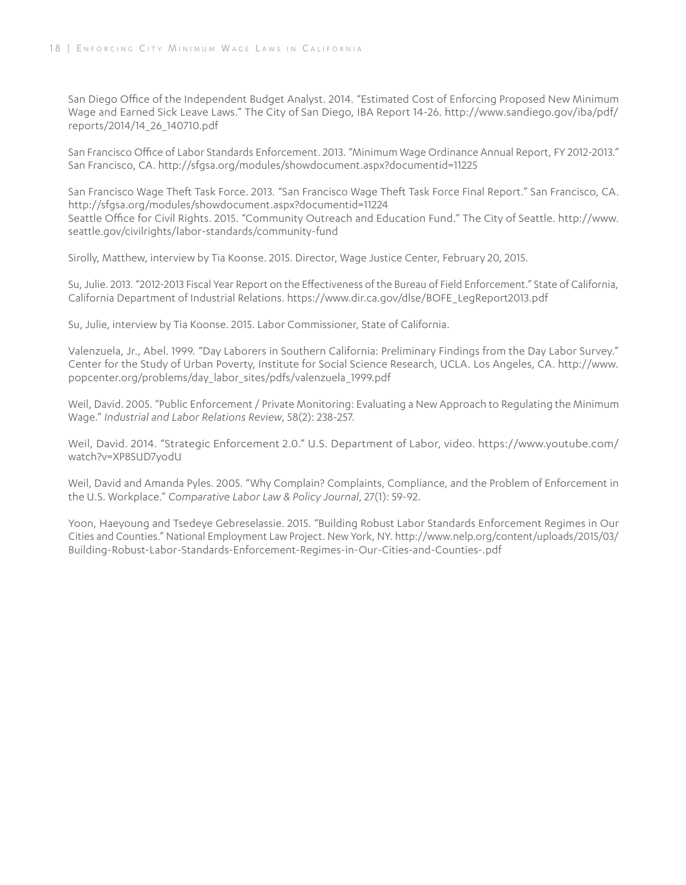San Diego Office of the Independent Budget Analyst. 2014. "Estimated Cost of Enforcing Proposed New Minimum Wage and Earned Sick Leave Laws." The City of San Diego, IBA Report 14-26. http://www.sandiego.gov/iba/pdf/reports/2014/14_26_140710.pdf

San Francisco Office of Labor Standards Enforcement. 2013. "Minimum Wage Ordinance Annual Report, FY 2012-2013." San Francisco, CA. http://sfgsa.org/modules/showdocument.aspx?documentid=11225

San Francisco Wage Theft Task Force. 2013. "San Francisco Wage Theft Task Force Final Report." San Francisco, CA. http://sfgsa.org/modules/showdocument.aspx?documentid=11224
Seattle Office for Civil Rights. 2015. "Community Outreach and Education Fund." The City of Seattle. http://www.seattle.gov/civilrights/labor-standards/community-fund

Sirolly, Matthew, interview by Tia Koonse. 2015. Director, Wage Justice Center, February 20, 2015.

Su, Julie. 2013. "2012-2013 Fiscal Year Report on the Effectiveness of the Bureau of Field Enforcement." State of California, California Department of Industrial Relations. https://www.dir.ca.gov/dlse/BOFE_LegReport2013.pdf

Su, Julie, interview by Tia Koonse. 2015. Labor Commissioner, State of California.

Valenzuela, Jr., Abel. 1999. "Day Laborers in Southern California: Preliminary Findings from the Day Labor Survey." Center for the Study of Urban Poverty, Institute for Social Science Research, UCLA. Los Angeles, CA. http://www.popcenter.org/problems/day_labor_sites/pdfs/valenzuela_1999.pdf

Weil, David. 2005. "Public Enforcement / Private Monitoring: Evaluating a New Approach to Regulating the Minimum Wage." *Industrial and Labor Relations Review*, 58(2): 238-257.

Weil, David. 2014. "Strategic Enforcement 2.0." U.S. Department of Labor, video. https://www.youtube.com/watch?v=XP8SUD7yodU

Weil, David and Amanda Pyles. 2005. "Why Complain? Complaints, Compliance, and the Problem of Enforcement in the U.S. Workplace." *Comparative Labor Law & Policy Journal*, 27(1): 59-92.

Yoon, Haeyoung and Tsedeye Gebreselassie. 2015. "Building Robust Labor Standards Enforcement Regimes in Our Cities and Counties." National Employment Law Project. New York, NY. http://www.nelp.org/content/uploads/2015/03/Building-Robust-Labor-Standards-Enforcement-Regimes-in-Our-Cities-and-Counties-.pdf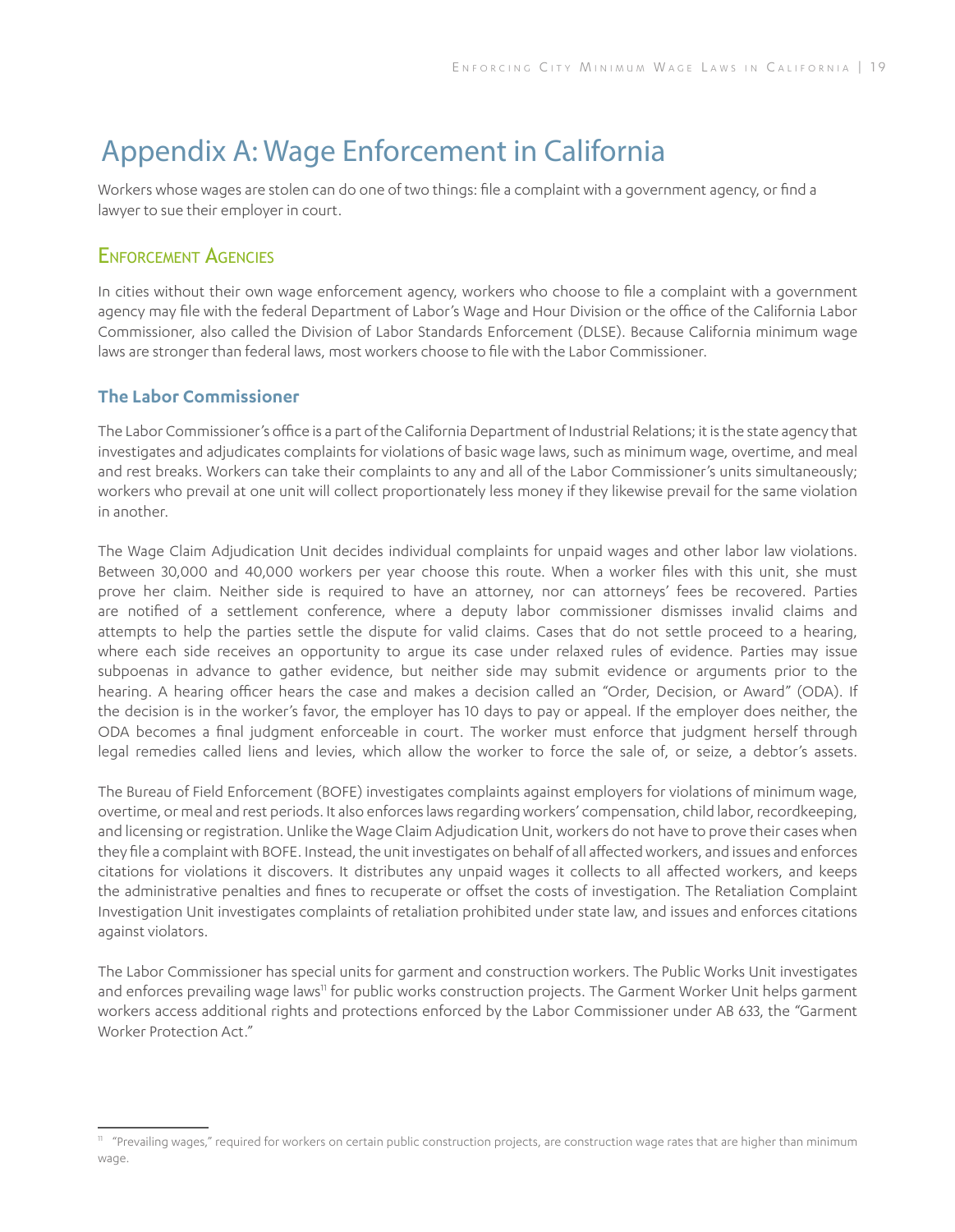# Appendix A: Wage Enforcement in California

Workers whose wages are stolen can do one of two things: file a complaint with a government agency, or find a lawyer to sue their employer in court.

## Enforcement Agencies

In cities without their own wage enforcement agency, workers who choose to file a complaint with a government agency may file with the federal Department of Labor's Wage and Hour Division or the office of the California Labor Commissioner, also called the Division of Labor Standards Enforcement (DLSE). Because California minimum wage laws are stronger than federal laws, most workers choose to file with the Labor Commissioner.

### The Labor Commissioner

The Labor Commissioner's office is a part of the California Department of Industrial Relations; it is the state agency that investigates and adjudicates complaints for violations of basic wage laws, such as minimum wage, overtime, and meal and rest breaks. Workers can take their complaints to any and all of the Labor Commissioner's units simultaneously; workers who prevail at one unit will collect proportionately less money if they likewise prevail for the same violation in another.

The Wage Claim Adjudication Unit decides individual complaints for unpaid wages and other labor law violations. Between 30,000 and 40,000 workers per year choose this route. When a worker files with this unit, she must prove her claim. Neither side is required to have an attorney, nor can attorneys' fees be recovered. Parties are notified of a settlement conference, where a deputy labor commissioner dismisses invalid claims and attempts to help the parties settle the dispute for valid claims. Cases that do not settle proceed to a hearing, where each side receives an opportunity to argue its case under relaxed rules of evidence. Parties may issue subpoenas in advance to gather evidence, but neither side may submit evidence or arguments prior to the hearing. A hearing officer hears the case and makes a decision called an "Order, Decision, or Award" (ODA). If the decision is in the worker's favor, the employer has 10 days to pay or appeal. If the employer does neither, the ODA becomes a final judgment enforceable in court. The worker must enforce that judgment herself through legal remedies called liens and levies, which allow the worker to force the sale of, or seize, a debtor's assets.

The Bureau of Field Enforcement (BOFE) investigates complaints against employers for violations of minimum wage, overtime, or meal and rest periods. It also enforces laws regarding workers' compensation, child labor, recordkeeping, and licensing or registration. Unlike the Wage Claim Adjudication Unit, workers do not have to prove their cases when they file a complaint with BOFE. Instead, the unit investigates on behalf of all affected workers, and issues and enforces citations for violations it discovers. It distributes any unpaid wages it collects to all affected workers, and keeps the administrative penalties and fines to recuperate or offset the costs of investigation. The Retaliation Complaint Investigation Unit investigates complaints of retaliation prohibited under state law, and issues and enforces citations against violators.

The Labor Commissioner has special units for garment and construction workers. The Public Works Unit investigates and enforces prevailing wage laws[11] for public works construction projects. The Garment Worker Unit helps garment workers access additional rights and protections enforced by the Labor Commissioner under AB 633, the "Garment Worker Protection Act."

---

[11] "Prevailing wages," required for workers on certain public construction projects, are construction wage rates that are higher than minimum wage.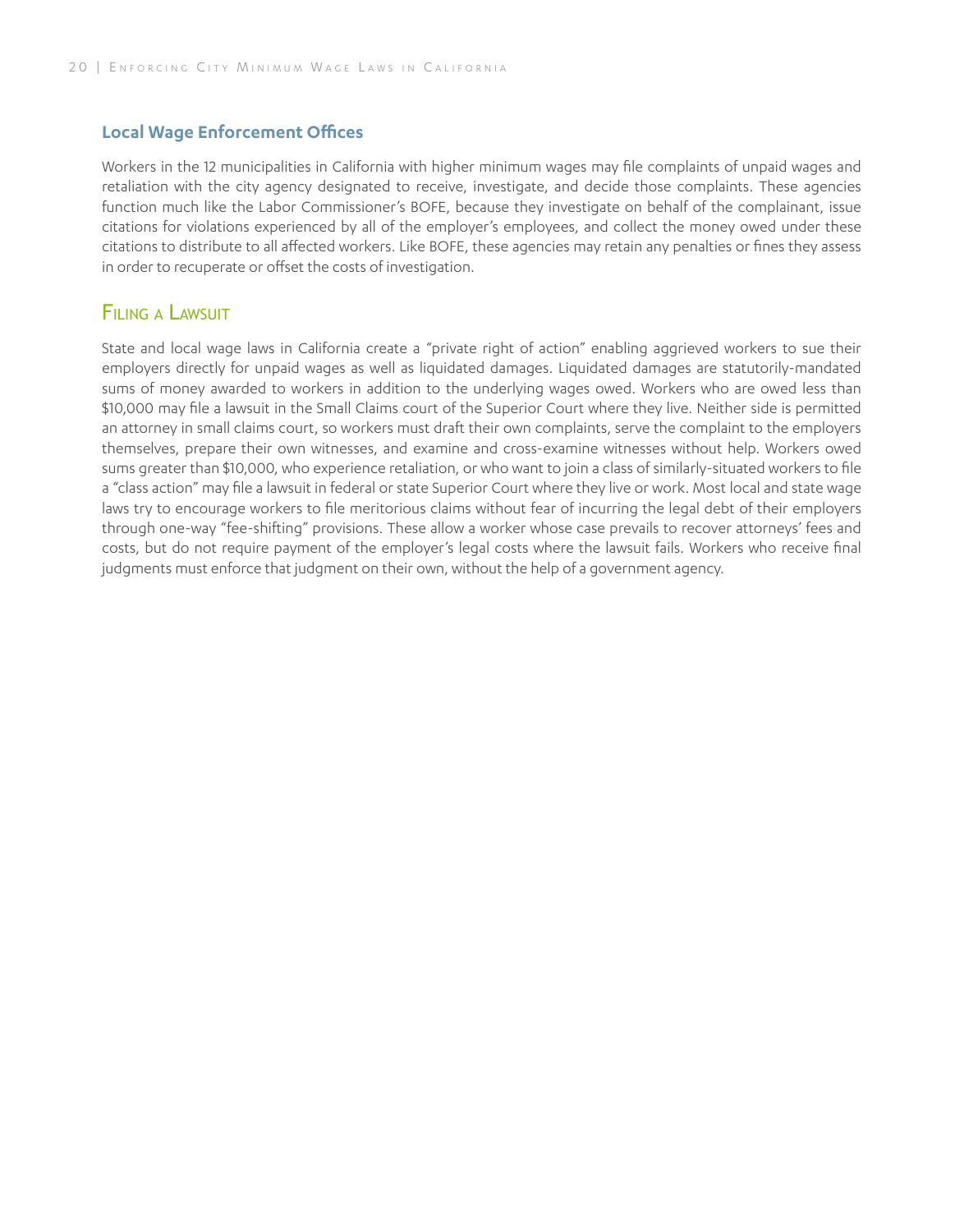### Local Wage Enforcement Offices

Workers in the 12 municipalities in California with higher minimum wages may file complaints of unpaid wages and retaliation with the city agency designated to receive, investigate, and decide those complaints. These agencies function much like the Labor Commissioner's BOFE, because they investigate on behalf of the complainant, issue citations for violations experienced by all of the employer's employees, and collect the money owed under these citations to distribute to all affected workers. Like BOFE, these agencies may retain any penalties or fines they assess in order to recuperate or offset the costs of investigation.

## Filing a Lawsuit

State and local wage laws in California create a "private right of action" enabling aggrieved workers to sue their employers directly for unpaid wages as well as liquidated damages. Liquidated damages are statutorily-mandated sums of money awarded to workers in addition to the underlying wages owed. Workers who are owed less than $10,000 may file a lawsuit in the Small Claims court of the Superior Court where they live. Neither side is permitted an attorney in small claims court, so workers must draft their own complaints, serve the complaint to the employers themselves, prepare their own witnesses, and examine and cross-examine witnesses without help. Workers owed sums greater than $10,000, who experience retaliation, or who want to join a class of similarly-situated workers to file a "class action" may file a lawsuit in federal or state Superior Court where they live or work. Most local and state wage laws try to encourage workers to file meritorious claims without fear of incurring the legal debt of their employers through one-way "fee-shifting" provisions. These allow a worker whose case prevails to recover attorneys' fees and costs, but do not require payment of the employer's legal costs where the lawsuit fails. Workers who receive final judgments must enforce that judgment on their own, without the help of a government agency.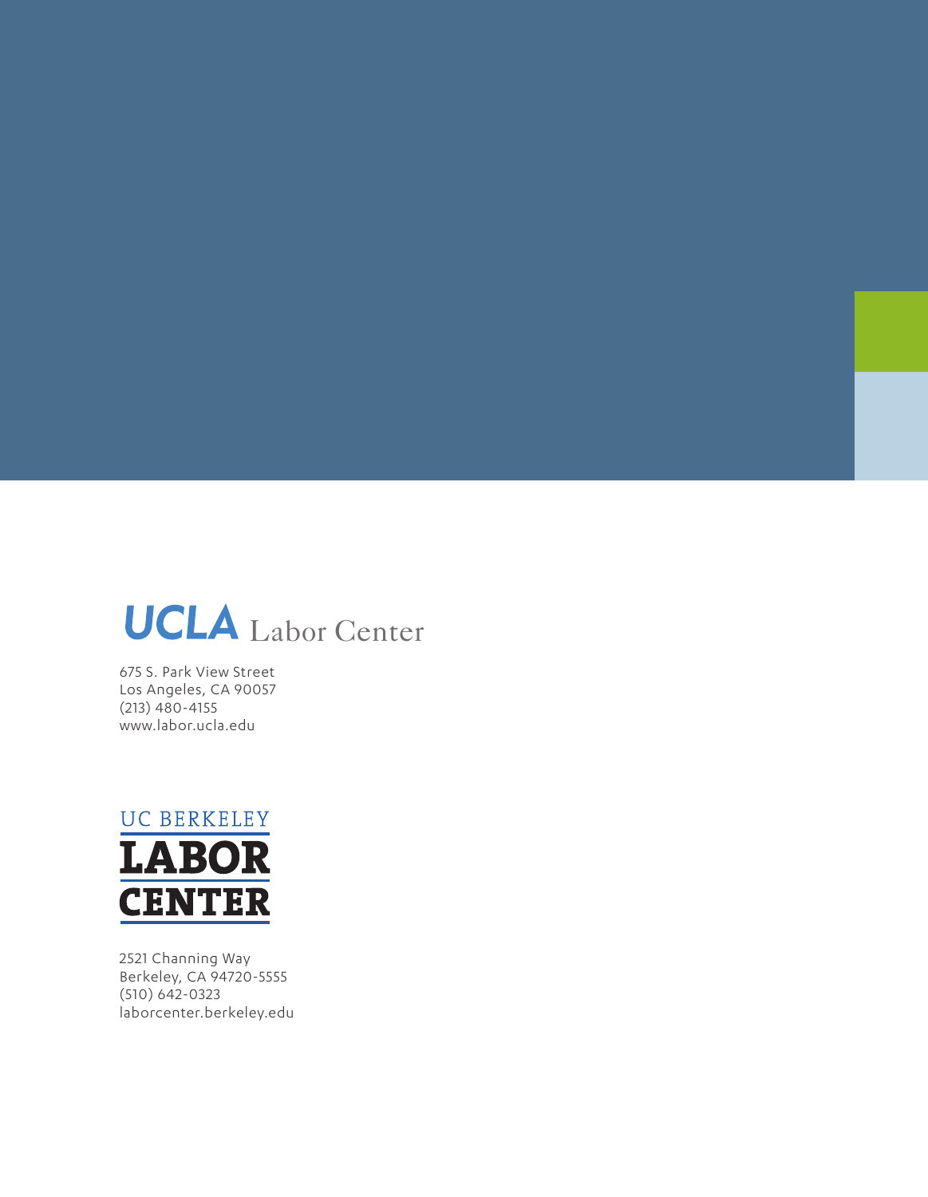UCLA Labor Center

675 S. Park View Street
Los Angeles, CA 90057
(213) 480-4155
www.labor.ucla.edu

UC BERKELEY
LABOR
CENTER

2521 Channing Way
Berkeley, CA 94720-5555
(510) 642-0323
laborcenter.berkeley.edu